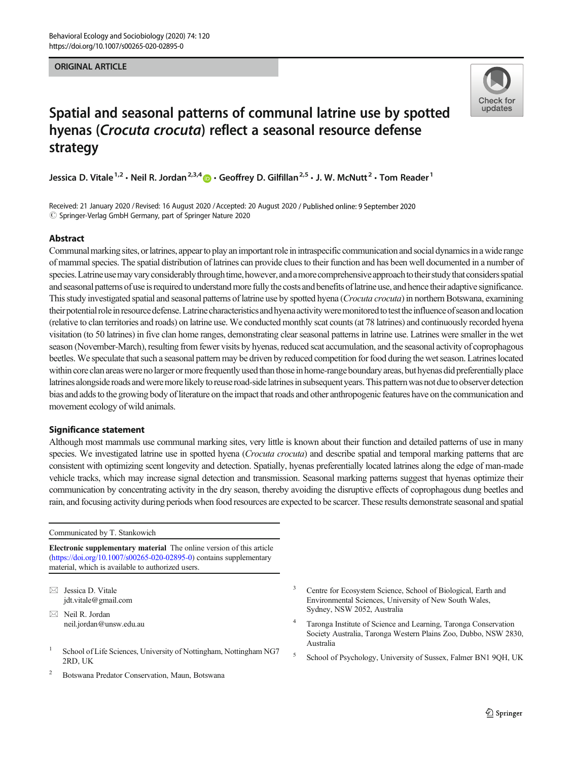ORIGINAL ARTICLE

# Spatial and seasonal patterns of communal latrine use by spotted hyenas (*Crocuta crocuta*) reflect a seasonal resource defense strategy

Jessica D. Vitale[1,2] · Neil R. Jordan[2,3,4] · Geoffrey D. Gilfillan[2,5] · J. W. McNutt[2] · Tom Reader[1]

Received: 21 January 2020 / Revised: 16 August 2020 / Accepted: 20 August 2020 / Published online: 9 September 2020
© Springer-Verlag GmbH Germany, part of Springer Nature 2020

## Abstract

Communal marking sites, or latrines, appear to play an important role in intraspecific communication and social dynamics in a wide range of mammal species. The spatial distribution of latrines can provide clues to their function and has been well documented in a number of species. Latrine use may vary considerably through time, however, and a more comprehensive approach to their study that considers spatial and seasonal patterns of use is required to understand more fully the costs and benefits of latrine use, and hence their adaptive significance. This study investigated spatial and seasonal patterns of latrine use by spotted hyena (*Crocuta crocuta*) in northern Botswana, examining their potential role in resource defense. Latrine characteristics and hyena activity were monitored to test the influence of season and location (relative to clan territories and roads) on latrine use. We conducted monthly scat counts (at 78 latrines) and continuously recorded hyena visitation (to 50 latrines) in five clan home ranges, demonstrating clear seasonal patterns in latrine use. Latrines were smaller in the wet season (November-March), resulting from fewer visits by hyenas, reduced scat accumulation, and the seasonal activity of coprophagous beetles. We speculate that such a seasonal pattern may be driven by reduced competition for food during the wet season. Latrines located within core clan areas were no larger or more frequently used than those in home-range boundary areas, but hyenas did preferentially place latrines alongside roads and were more likely to reuse road-side latrines in subsequent years. This pattern was not due to observer detection bias and adds to the growing body of literature on the impact that roads and other anthropogenic features have on the communication and movement ecology of wild animals.

## Significance statement

Although most mammals use communal marking sites, very little is known about their function and detailed patterns of use in many species. We investigated latrine use in spotted hyena (*Crocuta crocuta*) and describe spatial and temporal marking patterns that are consistent with optimizing scent longevity and detection. Spatially, hyenas preferentially located latrines along the edge of man-made vehicle tracks, which may increase signal detection and transmission. Seasonal marking patterns suggest that hyenas optimize their communication by concentrating activity in the dry season, thereby avoiding the disruptive effects of coprophagous dung beetles and rain, and focusing activity during periods when food resources are expected to be scarcer. These results demonstrate seasonal and spatial

---

Communicated by T. Stankowich

**Electronic supplementary material** The online version of this article (https://doi.org/10.1007/s00265-020-02895-0) contains supplementary material, which is available to authorized users.

✉ Jessica D. Vitale
jdt.vitale@gmail.com

✉ Neil R. Jordan
neil.jordan@unsw.edu.au

[1] School of Life Sciences, University of Nottingham, Nottingham NG7 2RD, UK

[2] Botswana Predator Conservation, Maun, Botswana

[3] Centre for Ecosystem Science, School of Biological, Earth and Environmental Sciences, University of New South Wales, Sydney, NSW 2052, Australia

[4] Taronga Institute of Science and Learning, Taronga Conservation Society Australia, Taronga Western Plains Zoo, Dubbo, NSW 2830, Australia

[5] School of Psychology, University of Sussex, Falmer BN1 9QH, UK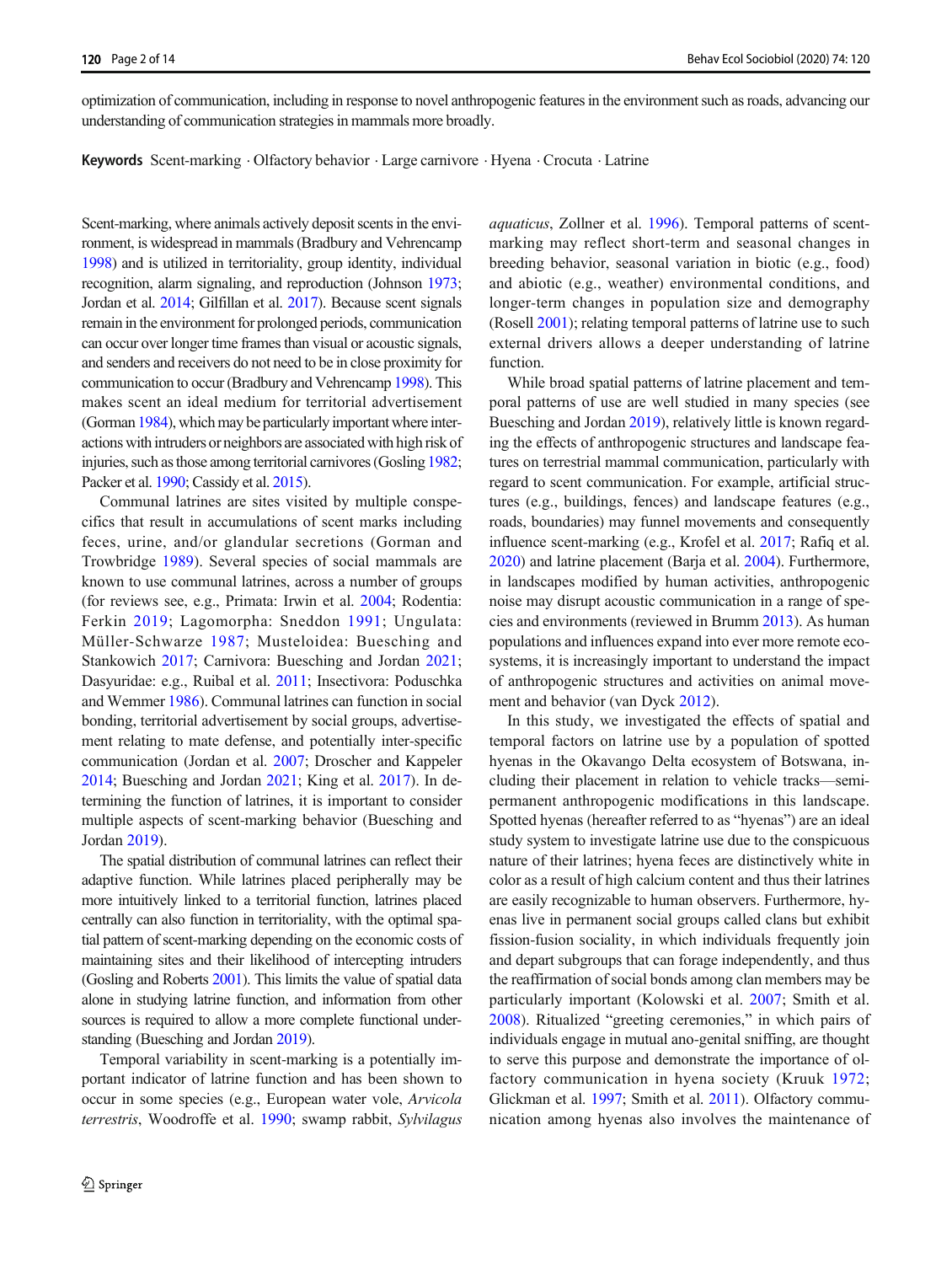optimization of communication, including in response to novel anthropogenic features in the environment such as roads, advancing our understanding of communication strategies in mammals more broadly.

**Keywords** Scent-marking · Olfactory behavior · Large carnivore · Hyena · *Crocuta* · Latrine

Scent-marking, where animals actively deposit scents in the environment, is widespread in mammals (Bradbury and Vehrencamp 1998) and is utilized in territoriality, group identity, individual recognition, alarm signaling, and reproduction (Johnson 1973; Jordan et al. 2014; Gilfillan et al. 2017). Because scent signals remain in the environment for prolonged periods, communication can occur over longer time frames than visual or acoustic signals, and senders and receivers do not need to be in close proximity for communication to occur (Bradbury and Vehrencamp 1998). This makes scent an ideal medium for territorial advertisement (Gorman 1984), which may be particularly important where interactions with intruders or neighbors are associated with high risk of injuries, such as those among territorial carnivores (Gosling 1982; Packer et al. 1990; Cassidy et al. 2015).

Communal latrines are sites visited by multiple conspecifics that result in accumulations of scent marks including feces, urine, and/or glandular secretions (Gorman and Trowbridge 1989). Several species of social mammals are known to use communal latrines, across a number of groups (for reviews see, e.g., Primata: Irwin et al. 2004; Rodentia: Ferkin 2019; Lagomorpha: Sneddon 1991; Ungulata: Müller-Schwarze 1987; Musteloidea: Buesching and Stankowich 2017; Carnivora: Buesching and Jordan 2021; Dasyuridae: e.g., Ruibal et al. 2011; Insectivora: Poduschka and Wemmer 1986). Communal latrines can function in social bonding, territorial advertisement by social groups, advertisement relating to mate defense, and potentially inter-specific communication (Jordan et al. 2007; Droscher and Kappeler 2014; Buesching and Jordan 2021; King et al. 2017). In determining the function of latrines, it is important to consider multiple aspects of scent-marking behavior (Buesching and Jordan 2019).

The spatial distribution of communal latrines can reflect their adaptive function. While latrines placed peripherally may be more intuitively linked to a territorial function, latrines placed centrally can also function in territoriality, with the optimal spatial pattern of scent-marking depending on the economic costs of maintaining sites and their likelihood of intercepting intruders (Gosling and Roberts 2001). This limits the value of spatial data alone in studying latrine function, and information from other sources is required to allow a more complete functional understanding (Buesching and Jordan 2019).

Temporal variability in scent-marking is a potentially important indicator of latrine function and has been shown to occur in some species (e.g., European water vole, *Arvicola terrestris*, Woodroffe et al. 1990; swamp rabbit, *Sylvilagus aquaticus*, Zollner et al. 1996). Temporal patterns of scent-marking may reflect short-term and seasonal changes in breeding behavior, seasonal variation in biotic (e.g., food) and abiotic (e.g., weather) environmental conditions, and longer-term changes in population size and demography (Rosell 2001); relating temporal patterns of latrine use to such external drivers allows a deeper understanding of latrine function.

While broad spatial patterns of latrine placement and temporal patterns of use are well studied in many species (see Buesching and Jordan 2019), relatively little is known regarding the effects of anthropogenic structures and landscape features on terrestrial mammal communication, particularly with regard to scent communication. For example, artificial structures (e.g., buildings, fences) and landscape features (e.g., roads, boundaries) may funnel movements and consequently influence scent-marking (e.g., Krofel et al. 2017; Rafiq et al. 2020) and latrine placement (Barja et al. 2004). Furthermore, in landscapes modified by human activities, anthropogenic noise may disrupt acoustic communication in a range of species and environments (reviewed in Brumm 2013). As human populations and influences expand into ever more remote ecosystems, it is increasingly important to understand the impact of anthropogenic structures and activities on animal movement and behavior (van Dyck 2012).

In this study, we investigated the effects of spatial and temporal factors on latrine use by a population of spotted hyenas in the Okavango Delta ecosystem of Botswana, including their placement in relation to vehicle tracks—semi-permanent anthropogenic modifications in this landscape. Spotted hyenas (hereafter referred to as "hyenas") are an ideal study system to investigate latrine use due to the conspicuous nature of their latrines; hyena feces are distinctively white in color as a result of high calcium content and thus their latrines are easily recognizable to human observers. Furthermore, hyenas live in permanent social groups called clans but exhibit fission-fusion sociality, in which individuals frequently join and depart subgroups that can forage independently, and thus the reaffirmation of social bonds among clan members may be particularly important (Kolowski et al. 2007; Smith et al. 2008). Ritualized "greeting ceremonies," in which pairs of individuals engage in mutual ano-genital sniffing, are thought to serve this purpose and demonstrate the importance of olfactory communication in hyena society (Kruuk 1972; Glickman et al. 1997; Smith et al. 2011). Olfactory communication among hyenas also involves the maintenance of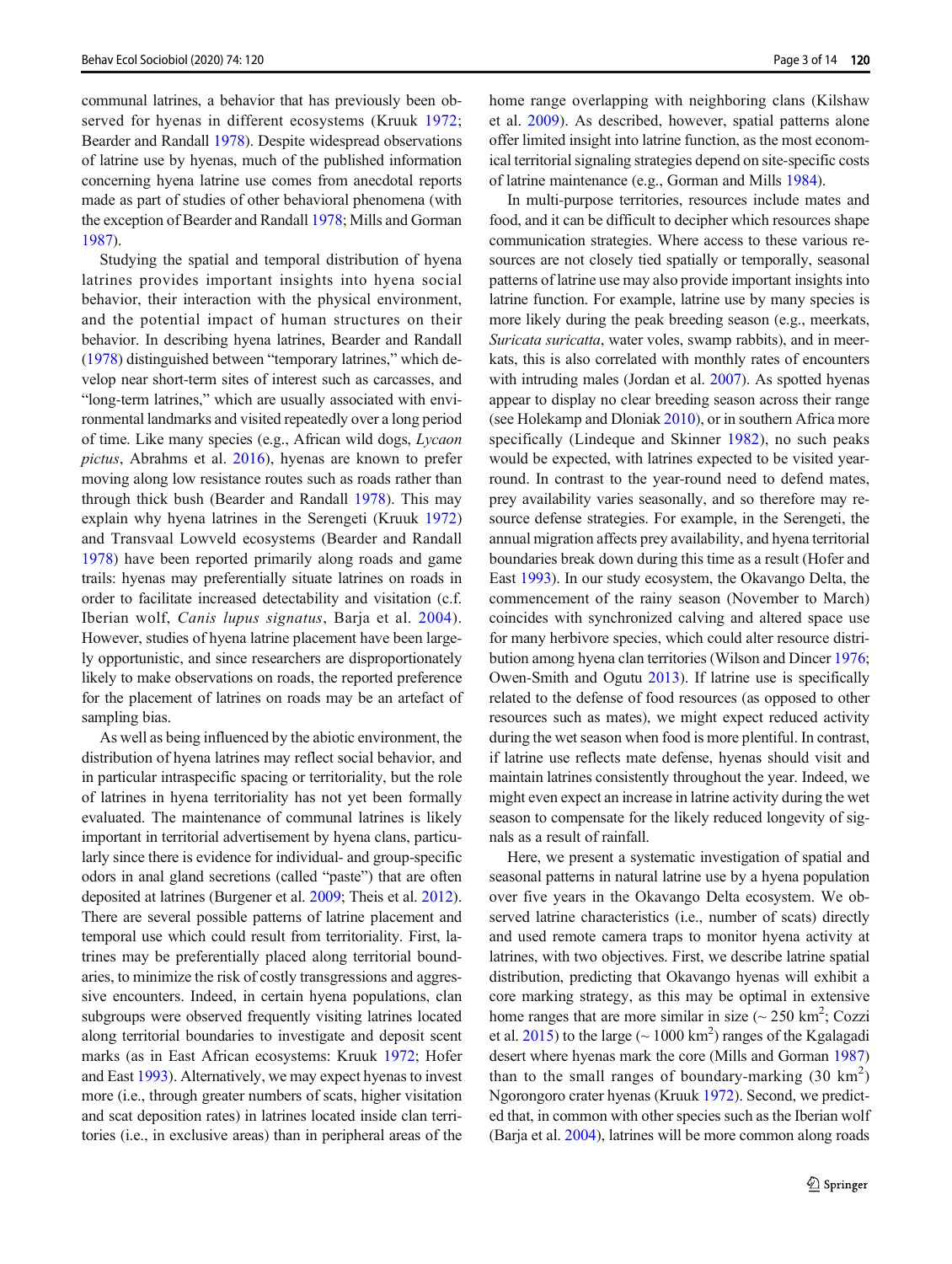communal latrines, a behavior that has previously been observed for hyenas in different ecosystems (Kruuk 1972; Bearder and Randall 1978). Despite widespread observations of latrine use by hyenas, much of the published information concerning hyena latrine use comes from anecdotal reports made as part of studies of other behavioral phenomena (with the exception of Bearder and Randall 1978; Mills and Gorman 1987).

Studying the spatial and temporal distribution of hyena latrines provides important insights into hyena social behavior, their interaction with the physical environment, and the potential impact of human structures on their behavior. In describing hyena latrines, Bearder and Randall (1978) distinguished between "temporary latrines," which develop near short-term sites of interest such as carcasses, and "long-term latrines," which are usually associated with environmental landmarks and visited repeatedly over a long period of time. Like many species (e.g., African wild dogs, *Lycaon pictus*, Abrahms et al. 2016), hyenas are known to prefer moving along low resistance routes such as roads rather than through thick bush (Bearder and Randall 1978). This may explain why hyena latrines in the Serengeti (Kruuk 1972) and Transvaal Lowveld ecosystems (Bearder and Randall 1978) have been reported primarily along roads and game trails: hyenas may preferentially situate latrines on roads in order to facilitate increased detectability and visitation (c.f. Iberian wolf, *Canis lupus signatus*, Barja et al. 2004). However, studies of hyena latrine placement have been largely opportunistic, and since researchers are disproportionately likely to make observations on roads, the reported preference for the placement of latrines on roads may be an artefact of sampling bias.

As well as being influenced by the abiotic environment, the distribution of hyena latrines may reflect social behavior, and in particular intraspecific spacing or territoriality, but the role of latrines in hyena territoriality has not yet been formally evaluated. The maintenance of communal latrines is likely important in territorial advertisement by hyena clans, particularly since there is evidence for individual- and group-specific odors in anal gland secretions (called "paste") that are often deposited at latrines (Burgener et al. 2009; Theis et al. 2012). There are several possible patterns of latrine placement and temporal use which could result from territoriality. First, latrines may be preferentially placed along territorial boundaries, to minimize the risk of costly transgressions and aggressive encounters. Indeed, in certain hyena populations, clan subgroups were observed frequently visiting latrines located along territorial boundaries to investigate and deposit scent marks (as in East African ecosystems: Kruuk 1972; Hofer and East 1993). Alternatively, we may expect hyenas to invest more (i.e., through greater numbers of scats, higher visitation and scat deposition rates) in latrines located inside clan territories (i.e., in exclusive areas) than in peripheral areas of the home range overlapping with neighboring clans (Kilshaw et al. 2009). As described, however, spatial patterns alone offer limited insight into latrine function, as the most economical territorial signaling strategies depend on site-specific costs of latrine maintenance (e.g., Gorman and Mills 1984).

In multi-purpose territories, resources include mates and food, and it can be difficult to decipher which resources shape communication strategies. Where access to these various resources are not closely tied spatially or temporally, seasonal patterns of latrine use may also provide important insights into latrine function. For example, latrine use by many species is more likely during the peak breeding season (e.g., meerkats, *Suricata suricatta*, water voles, swamp rabbits), and in meerkats, this is also correlated with monthly rates of encounters with intruding males (Jordan et al. 2007). As spotted hyenas appear to display no clear breeding season across their range (see Holekamp and Dloniak 2010), or in southern Africa more specifically (Lindeque and Skinner 1982), no such peaks would be expected, with latrines expected to be visited year-round. In contrast to the year-round need to defend mates, prey availability varies seasonally, and so therefore may resource defense strategies. For example, in the Serengeti, the annual migration affects prey availability, and hyena territorial boundaries break down during this time as a result (Hofer and East 1993). In our study ecosystem, the Okavango Delta, the commencement of the rainy season (November to March) coincides with synchronized calving and altered space use for many herbivore species, which could alter resource distribution among hyena clan territories (Wilson and Dincer 1976; Owen-Smith and Ogutu 2013). If latrine use is specifically related to the defense of food resources (as opposed to other resources such as mates), we might expect reduced activity during the wet season when food is more plentiful. In contrast, if latrine use reflects mate defense, hyenas should visit and maintain latrines consistently throughout the year. Indeed, we might even expect an increase in latrine activity during the wet season to compensate for the likely reduced longevity of signals as a result of rainfall.

Here, we present a systematic investigation of spatial and seasonal patterns in natural latrine use by a hyena population over five years in the Okavango Delta ecosystem. We observed latrine characteristics (i.e., number of scats) directly and used remote camera traps to monitor hyena activity at latrines, with two objectives. First, we describe latrine spatial distribution, predicting that Okavango hyenas will exhibit a core marking strategy, as this may be optimal in extensive home ranges that are more similar in size (~ 250 km$^2$; Cozzi et al. 2015) to the large (~ 1000 km$^2$) ranges of the Kgalagadi desert where hyenas mark the core (Mills and Gorman 1987) than to the small ranges of boundary-marking (30 km$^2$) Ngorongoro crater hyenas (Kruuk 1972). Second, we predicted that, in common with other species such as the Iberian wolf (Barja et al. 2004), latrines will be more common along roads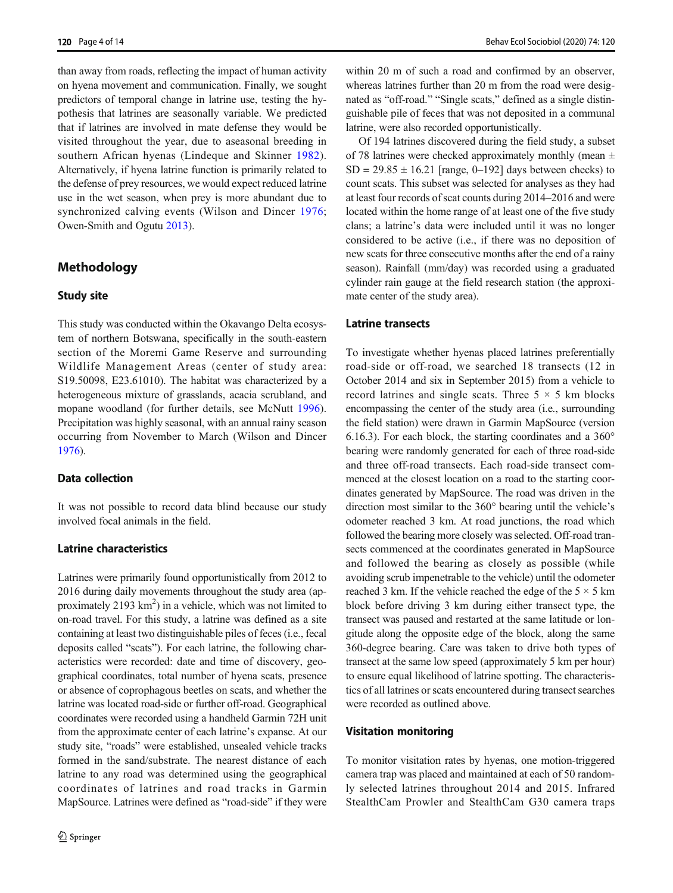than away from roads, reflecting the impact of human activity on hyena movement and communication. Finally, we sought predictors of temporal change in latrine use, testing the hypothesis that latrines are seasonally variable. We predicted that if latrines are involved in mate defense they would be visited throughout the year, due to aseasonal breeding in southern African hyenas (Lindeque and Skinner 1982). Alternatively, if hyena latrine function is primarily related to the defense of prey resources, we would expect reduced latrine use in the wet season, when prey is more abundant due to synchronized calving events (Wilson and Dincer 1976; Owen-Smith and Ogutu 2013).

## Methodology

### Study site

This study was conducted within the Okavango Delta ecosystem of northern Botswana, specifically in the south-eastern section of the Moremi Game Reserve and surrounding Wildlife Management Areas (center of study area: S19.50098, E23.61010). The habitat was characterized by a heterogeneous mixture of grasslands, acacia scrubland, and mopane woodland (for further details, see McNutt 1996). Precipitation was highly seasonal, with an annual rainy season occurring from November to March (Wilson and Dincer 1976).

### Data collection

It was not possible to record data blind because our study involved focal animals in the field.

### Latrine characteristics

Latrines were primarily found opportunistically from 2012 to 2016 during daily movements throughout the study area (approximately 2193 km$^2$) in a vehicle, which was not limited to on-road travel. For this study, a latrine was defined as a site containing at least two distinguishable piles of feces (i.e., fecal deposits called "scats"). For each latrine, the following characteristics were recorded: date and time of discovery, geographical coordinates, total number of hyena scats, presence or absence of coprophagous beetles on scats, and whether the latrine was located road-side or further off-road. Geographical coordinates were recorded using a handheld Garmin 72H unit from the approximate center of each latrine's expanse. At our study site, "roads" were established, unsealed vehicle tracks formed in the sand/substrate. The nearest distance of each latrine to any road was determined using the geographical coordinates of latrines and road tracks in Garmin MapSource. Latrines were defined as "road-side" if they were within 20 m of such a road and confirmed by an observer, whereas latrines further than 20 m from the road were designated as "off-road." "Single scats," defined as a single distinguishable pile of feces that was not deposited in a communal latrine, were also recorded opportunistically.

Of 194 latrines discovered during the field study, a subset of 78 latrines were checked approximately monthly (mean ± SD = 29.85 ± 16.21 [range, 0–192] days between checks) to count scats. This subset was selected for analyses as they had at least four records of scat counts during 2014–2016 and were located within the home range of at least one of the five study clans; a latrine's data were included until it was no longer considered to be active (i.e., if there was no deposition of new scats for three consecutive months after the end of a rainy season). Rainfall (mm/day) was recorded using a graduated cylinder rain gauge at the field research station (the approximate center of the study area).

### Latrine transects

To investigate whether hyenas placed latrines preferentially road-side or off-road, we searched 18 transects (12 in October 2014 and six in September 2015) from a vehicle to record latrines and single scats. Three 5 × 5 km blocks encompassing the center of the study area (i.e., surrounding the field station) were drawn in Garmin MapSource (version 6.16.3). For each block, the starting coordinates and a 360° bearing were randomly generated for each of three road-side and three off-road transects. Each road-side transect commenced at the closest location on a road to the starting coordinates generated by MapSource. The road was driven in the direction most similar to the 360° bearing until the vehicle's odometer reached 3 km. At road junctions, the road which followed the bearing more closely was selected. Off-road transects commenced at the coordinates generated in MapSource and followed the bearing as closely as possible (while avoiding scrub impenetrable to the vehicle) until the odometer reached 3 km. If the vehicle reached the edge of the 5 × 5 km block before driving 3 km during either transect type, the transect was paused and restarted at the same latitude or longitude along the opposite edge of the block, along the same 360-degree bearing. Care was taken to drive both types of transect at the same low speed (approximately 5 km per hour) to ensure equal likelihood of latrine spotting. The characteristics of all latrines or scats encountered during transect searches were recorded as outlined above.

### Visitation monitoring

To monitor visitation rates by hyenas, one motion-triggered camera trap was placed and maintained at each of 50 randomly selected latrines throughout 2014 and 2015. Infrared StealthCam Prowler and StealthCam G30 camera traps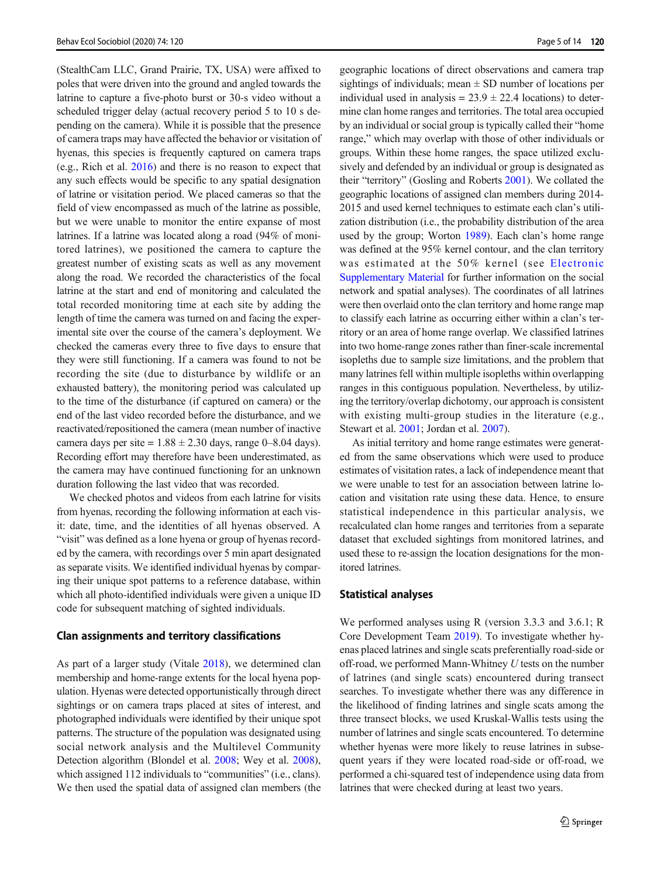(StealthCam LLC, Grand Prairie, TX, USA) were affixed to poles that were driven into the ground and angled towards the latrine to capture a five-photo burst or 30-s video without a scheduled trigger delay (actual recovery period 5 to 10 s depending on the camera). While it is possible that the presence of camera traps may have affected the behavior or visitation of hyenas, this species is frequently captured on camera traps (e.g., Rich et al. 2016) and there is no reason to expect that any such effects would be specific to any spatial designation of latrine or visitation period. We placed cameras so that the field of view encompassed as much of the latrine as possible, but we were unable to monitor the entire expanse of most latrines. If a latrine was located along a road (94% of monitored latrines), we positioned the camera to capture the greatest number of existing scats as well as any movement along the road. We recorded the characteristics of the focal latrine at the start and end of monitoring and calculated the total recorded monitoring time at each site by adding the length of time the camera was turned on and facing the experimental site over the course of the camera's deployment. We checked the cameras every three to five days to ensure that they were still functioning. If a camera was found to not be recording the site (due to disturbance by wildlife or an exhausted battery), the monitoring period was calculated up to the time of the disturbance (if captured on camera) or the end of the last video recorded before the disturbance, and we reactivated/repositioned the camera (mean number of inactive camera days per site = 1.88 ± 2.30 days, range 0–8.04 days). Recording effort may therefore have been underestimated, as the camera may have continued functioning for an unknown duration following the last video that was recorded.

We checked photos and videos from each latrine for visits from hyenas, recording the following information at each visit: date, time, and the identities of all hyenas observed. A "visit" was defined as a lone hyena or group of hyenas recorded by the camera, with recordings over 5 min apart designated as separate visits. We identified individual hyenas by comparing their unique spot patterns to a reference database, within which all photo-identified individuals were given a unique ID code for subsequent matching of sighted individuals.

### Clan assignments and territory classifications

As part of a larger study (Vitale 2018), we determined clan membership and home-range extents for the local hyena population. Hyenas were detected opportunistically through direct sightings or on camera traps placed at sites of interest, and photographed individuals were identified by their unique spot patterns. The structure of the population was designated using social network analysis and the Multilevel Community Detection algorithm (Blondel et al. 2008; Wey et al. 2008), which assigned 112 individuals to "communities" (i.e., clans). We then used the spatial data of assigned clan members (the geographic locations of direct observations and camera trap sightings of individuals; mean ± SD number of locations per individual used in analysis = 23.9 ± 22.4 locations) to determine clan home ranges and territories. The total area occupied by an individual or social group is typically called their "home range," which may overlap with those of other individuals or groups. Within these home ranges, the space utilized exclusively and defended by an individual or group is designated as their "territory" (Gosling and Roberts 2001). We collated the geographic locations of assigned clan members during 2014-2015 and used kernel techniques to estimate each clan's utilization distribution (i.e., the probability distribution of the area used by the group; Worton 1989). Each clan's home range was defined at the 95% kernel contour, and the clan territory was estimated at the 50% kernel (see Electronic Supplementary Material for further information on the social network and spatial analyses). The coordinates of all latrines were then overlaid onto the clan territory and home range map to classify each latrine as occurring either within a clan's territory or an area of home range overlap. We classified latrines into two home-range zones rather than finer-scale incremental isopleths due to sample size limitations, and the problem that many latrines fell within multiple isopleths within overlapping ranges in this contiguous population. Nevertheless, by utilizing the territory/overlap dichotomy, our approach is consistent with existing multi-group studies in the literature (e.g., Stewart et al. 2001; Jordan et al. 2007).

As initial territory and home range estimates were generated from the same observations which were used to produce estimates of visitation rates, a lack of independence meant that we were unable to test for an association between latrine location and visitation rate using these data. Hence, to ensure statistical independence in this particular analysis, we recalculated clan home ranges and territories from a separate dataset that excluded sightings from monitored latrines, and used these to re-assign the location designations for the monitored latrines.

### Statistical analyses

We performed analyses using R (version 3.3.3 and 3.6.1; R Core Development Team 2019). To investigate whether hyenas placed latrines and single scats preferentially road-side or off-road, we performed Mann-Whitney $U$ tests on the number of latrines (and single scats) encountered during transect searches. To investigate whether there was any difference in the likelihood of finding latrines and single scats among the three transect blocks, we used Kruskal-Wallis tests using the number of latrines and single scats encountered. To determine whether hyenas were more likely to reuse latrines in subsequent years if they were located road-side or off-road, we performed a chi-squared test of independence using data from latrines that were checked during at least two years.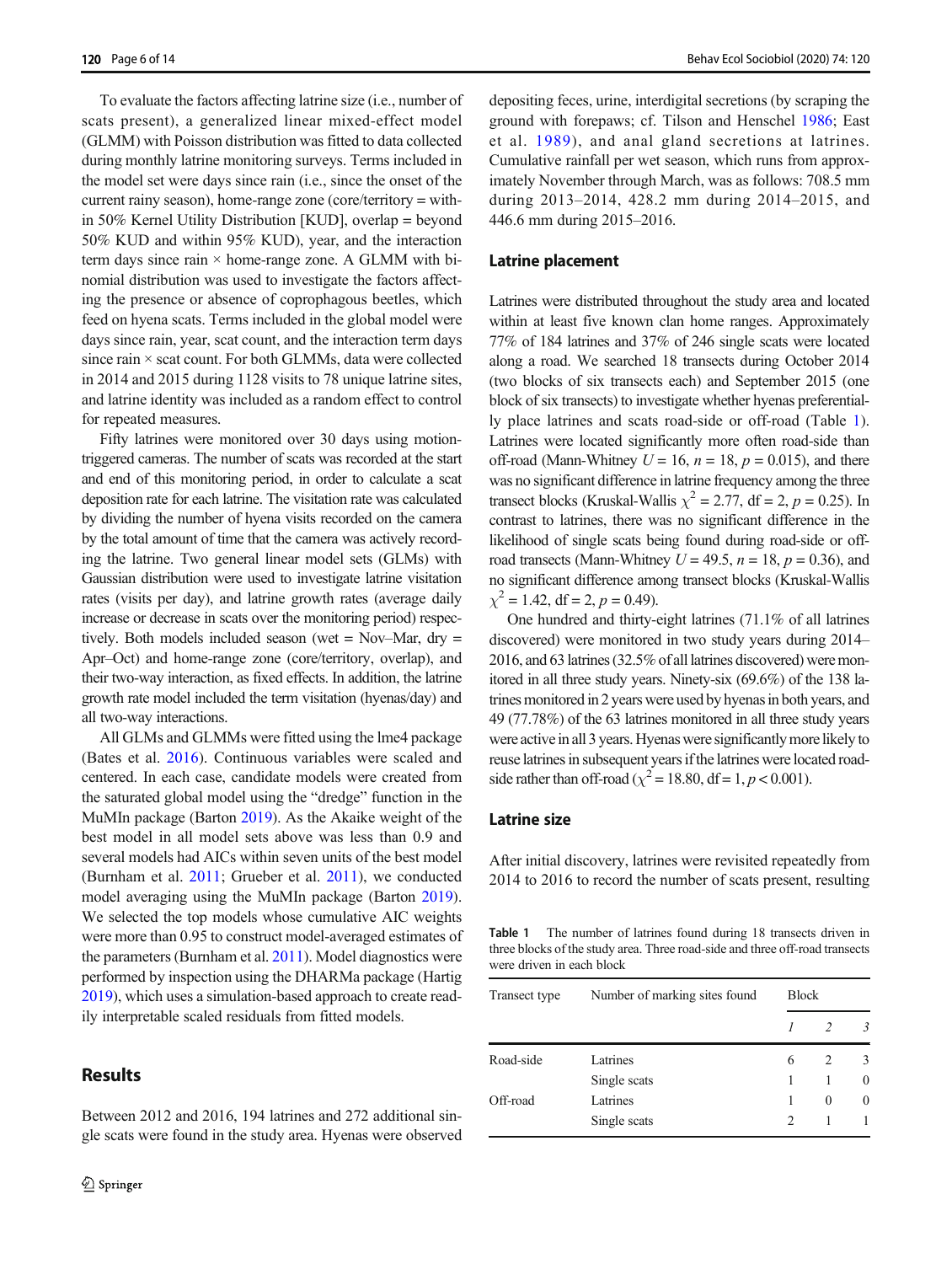To evaluate the factors affecting latrine size (i.e., number of scats present), a generalized linear mixed-effect model (GLMM) with Poisson distribution was fitted to data collected during monthly latrine monitoring surveys. Terms included in the model set were days since rain (i.e., since the onset of the current rainy season), home-range zone (core/territory = within 50% Kernel Utility Distribution [KUD], overlap = beyond 50% KUD and within 95% KUD), year, and the interaction term days since rain × home-range zone. A GLMM with binomial distribution was used to investigate the factors affecting the presence or absence of coprophagous beetles, which feed on hyena scats. Terms included in the global model were days since rain, year, scat count, and the interaction term days since rain × scat count. For both GLMMs, data were collected in 2014 and 2015 during 1128 visits to 78 unique latrine sites, and latrine identity was included as a random effect to control for repeated measures.

Fifty latrines were monitored over 30 days using motion-triggered cameras. The number of scats was recorded at the start and end of this monitoring period, in order to calculate a scat deposition rate for each latrine. The visitation rate was calculated by dividing the number of hyena visits recorded on the camera by the total amount of time that the camera was actively recording the latrine. Two general linear model sets (GLMs) with Gaussian distribution were used to investigate latrine visitation rates (visits per day), and latrine growth rates (average daily increase or decrease in scats over the monitoring period) respectively. Both models included season (wet = Nov–Mar, dry = Apr–Oct) and home-range zone (core/territory, overlap), and their two-way interaction, as fixed effects. In addition, the latrine growth rate model included the term visitation (hyenas/day) and all two-way interactions.

All GLMs and GLMMs were fitted using the lme4 package (Bates et al. 2016). Continuous variables were scaled and centered. In each case, candidate models were created from the saturated global model using the "dredge" function in the MuMIn package (Barton 2019). As the Akaike weight of the best model in all model sets above was less than 0.9 and several models had AICs within seven units of the best model (Burnham et al. 2011; Grueber et al. 2011), we conducted model averaging using the MuMIn package (Barton 2019). We selected the top models whose cumulative AIC weights were more than 0.95 to construct model-averaged estimates of the parameters (Burnham et al. 2011). Model diagnostics were performed by inspection using the DHARMa package (Hartig 2019), which uses a simulation-based approach to create readily interpretable scaled residuals from fitted models.

## Results

Between 2012 and 2016, 194 latrines and 272 additional single scats were found in the study area. Hyenas were observed depositing feces, urine, interdigital secretions (by scraping the ground with forepaws; cf. Tilson and Henschel 1986; East et al. 1989), and anal gland secretions at latrines. Cumulative rainfall per wet season, which runs from approximately November through March, was as follows: 708.5 mm during 2013–2014, 428.2 mm during 2014–2015, and 446.6 mm during 2015–2016.

### Latrine placement

Latrines were distributed throughout the study area and located within at least five known clan home ranges. Approximately 77% of 184 latrines and 37% of 246 single scats were located along a road. We searched 18 transects during October 2014 (two blocks of six transects each) and September 2015 (one block of six transects) to investigate whether hyenas preferentially place latrines and scats road-side or off-road (Table 1). Latrines were located significantly more often road-side than off-road (Mann-Whitney $U = 16$, $n = 18$, $p = 0.015$), and there was no significant difference in latrine frequency among the three transect blocks (Kruskal-Wallis $\chi^2 = 2.77$, df = 2, $p = 0.25$). In contrast to latrines, there was no significant difference in the likelihood of single scats being found during road-side or off-road transects (Mann-Whitney $U = 49.5$, $n = 18$, $p = 0.36$), and no significant difference among transect blocks (Kruskal-Wallis $\chi^2 = 1.42$, df = 2, $p = 0.49$).

One hundred and thirty-eight latrines (71.1% of all latrines discovered) were monitored in two study years during 2014–2016, and 63 latrines (32.5% of all latrines discovered) were monitored in all three study years. Ninety-six (69.6%) of the 138 latrines monitored in 2 years were used by hyenas in both years, and 49 (77.78%) of the 63 latrines monitored in all three study years were active in all 3 years. Hyenas were significantly more likely to reuse latrines in subsequent years if the latrines were located road-side rather than off-road ($\chi^2 = 18.80$, df = 1, $p < 0.001$).

### Latrine size

After initial discovery, latrines were revisited repeatedly from 2014 to 2016 to record the number of scats present, resulting

**Table 1** The number of latrines found during 18 transects driven in three blocks of the study area. Three road-side and three off-road transects were driven in each block

| Transect type | Number of marking sites found | Block | | |
|---|---|---|---|---|
| | | *1* | *2* | *3* |
| Road-side | Latrines | 6 | 2 | 3 |
| | Single scats | 1 | 1 | 0 |
| Off-road | Latrines | 1 | 0 | 0 |
| | Single scats | 2 | 1 | 1 |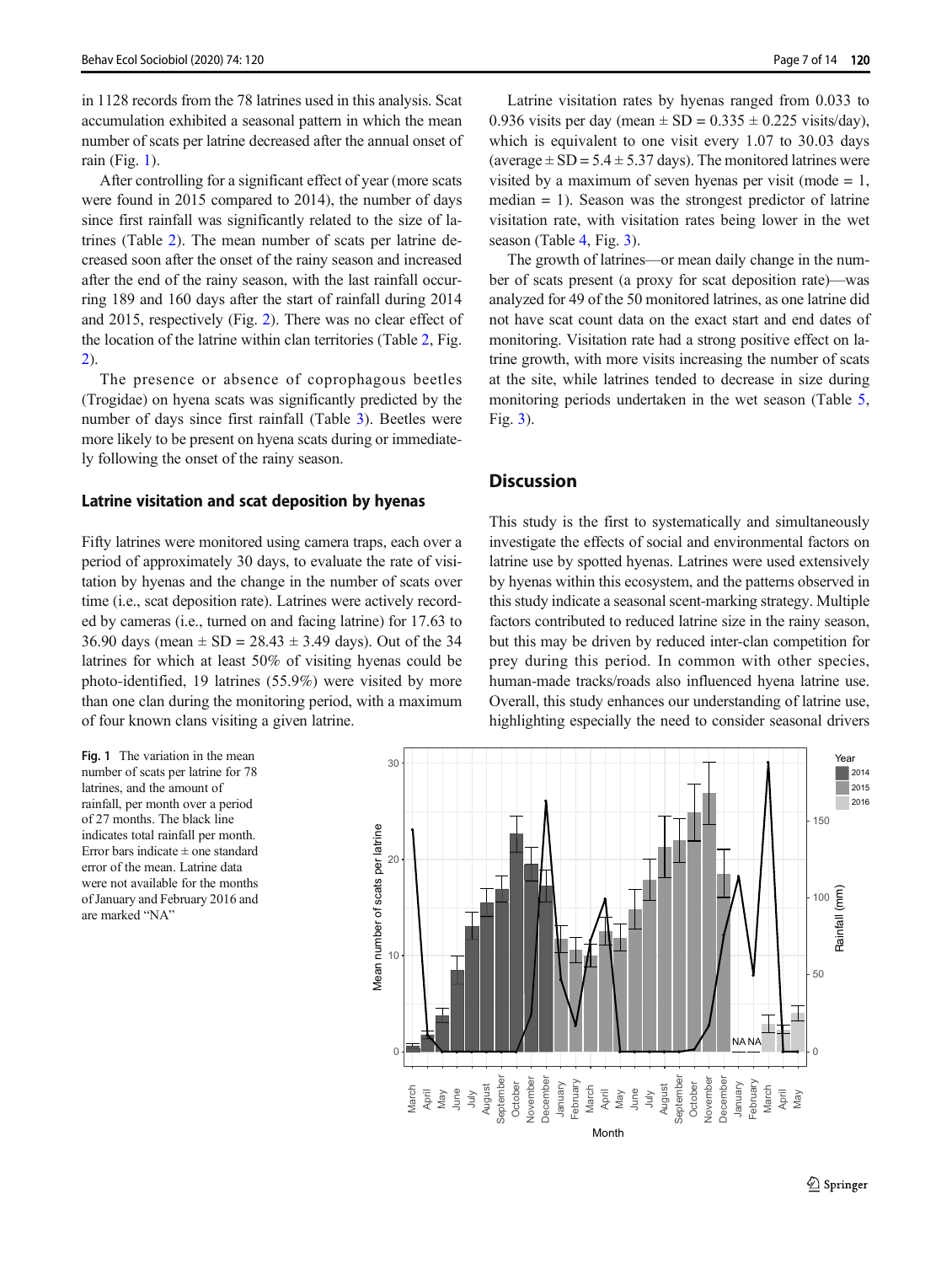in 1128 records from the 78 latrines used in this analysis. Scat accumulation exhibited a seasonal pattern in which the mean number of scats per latrine decreased after the annual onset of rain (Fig. 1).

After controlling for a significant effect of year (more scats were found in 2015 compared to 2014), the number of days since first rainfall was significantly related to the size of latrines (Table 2). The mean number of scats per latrine decreased soon after the onset of the rainy season and increased after the end of the rainy season, with the last rainfall occurring 189 and 160 days after the start of rainfall during 2014 and 2015, respectively (Fig. 2). There was no clear effect of the location of the latrine within clan territories (Table 2, Fig. 2).

The presence or absence of coprophagous beetles (Trogidae) on hyena scats was significantly predicted by the number of days since first rainfall (Table 3). Beetles were more likely to be present on hyena scats during or immediately following the onset of the rainy season.

### Latrine visitation and scat deposition by hyenas

Fifty latrines were monitored using camera traps, each over a period of approximately 30 days, to evaluate the rate of visitation by hyenas and the change in the number of scats over time (i.e., scat deposition rate). Latrines were actively recorded by cameras (i.e., turned on and facing latrine) for 17.63 to 36.90 days (mean ± SD = 28.43 ± 3.49 days). Out of the 34 latrines for which at least 50% of visiting hyenas could be photo-identified, 19 latrines (55.9%) were visited by more than one clan during the monitoring period, with a maximum of four known clans visiting a given latrine.

Latrine visitation rates by hyenas ranged from 0.033 to 0.936 visits per day (mean ± SD = 0.335 ± 0.225 visits/day), which is equivalent to one visit every 1.07 to 30.03 days (average ± SD = 5.4 ± 5.37 days). The monitored latrines were visited by a maximum of seven hyenas per visit (mode = 1, median = 1). Season was the strongest predictor of latrine visitation rate, with visitation rates being lower in the wet season (Table 4, Fig. 3).

The growth of latrines—or mean daily change in the number of scats present (a proxy for scat deposition rate)—was analyzed for 49 of the 50 monitored latrines, as one latrine did not have scat count data on the exact start and end dates of monitoring. Visitation rate had a strong positive effect on latrine growth, with more visits increasing the number of scats at the site, while latrines tended to decrease in size during monitoring periods undertaken in the wet season (Table 5, Fig. 3).

## Discussion

This study is the first to systematically and simultaneously investigate the effects of social and environmental factors on latrine use by spotted hyenas. Latrines were used extensively by hyenas within this ecosystem, and the patterns observed in this study indicate a seasonal scent-marking strategy. Multiple factors contributed to reduced latrine size in the rainy season, but this may be driven by reduced inter-clan competition for prey during this period. In common with other species, human-made tracks/roads also influenced hyena latrine use. Overall, this study enhances our understanding of latrine use, highlighting especially the need to consider seasonal drivers

**Fig. 1** The variation in the mean number of scats per latrine for 78 latrines, and the amount of rainfall, per month over a period of 27 months. The black line indicates total rainfall per month. Error bars indicate ± one standard error of the mean. Latrine data were not available for the months of January and February 2016 and are marked "NA"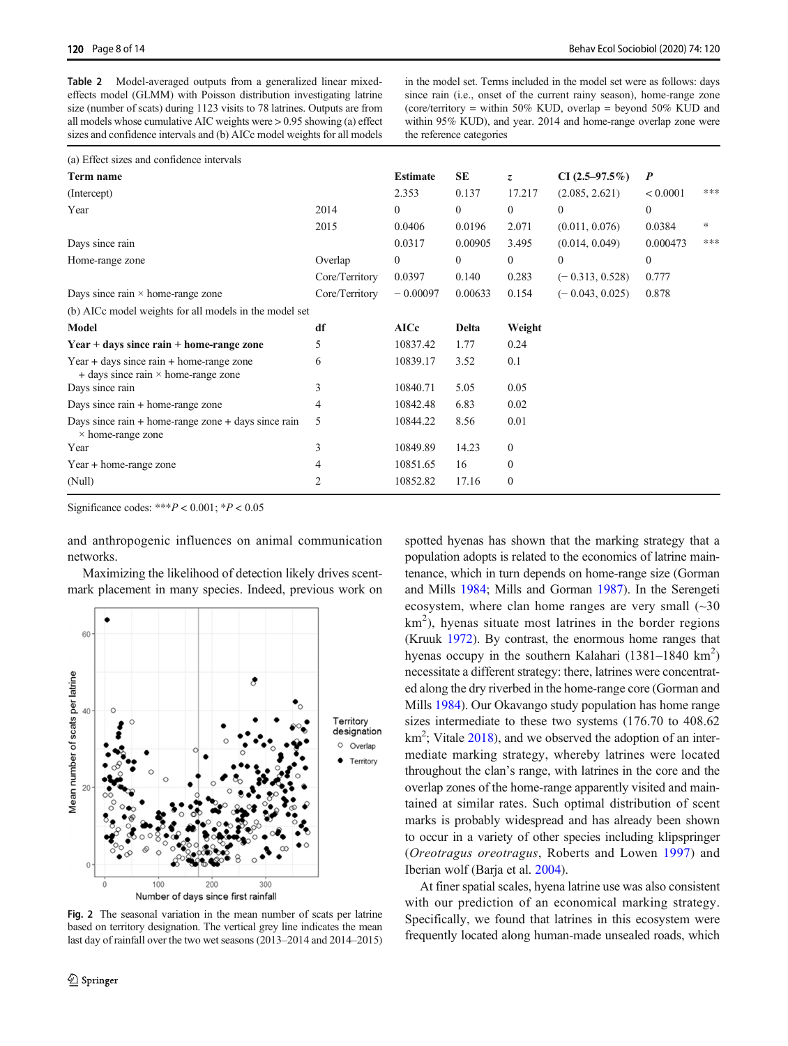**Table 2** Model-averaged outputs from a generalized linear mixed-effects model (GLMM) with Poisson distribution investigating latrine size (number of scats) during 1123 visits to 78 latrines. Outputs are from all models whose cumulative AIC weights were > 0.95 showing (a) effect sizes and confidence intervals and (b) AICc model weights for all models in the model set. Terms included in the model set were as follows: days since rain (i.e., onset of the current rainy season), home-range zone (core/territory = within 50% KUD, overlap = beyond 50% KUD and within 95% KUD), and year. 2014 and home-range overlap zone were the reference categories

(a) Effect sizes and confidence intervals

| Term name | | Estimate | SE | $z$ | CI (2.5–97.5%) | $P$ | |
|---|---|---|---|---|---|---|---|
| (Intercept) | | 2.353 | 0.137 | 17.217 | (2.085, 2.621) | < 0.0001 | *** |
| Year | 2014 | 0 | 0 | 0 | 0 | 0 | |
| | 2015 | 0.0406 | 0.0196 | 2.071 | (0.011, 0.076) | 0.0384 | * |
| Days since rain | | 0.0317 | 0.00905 | 3.495 | (0.014, 0.049) | 0.000473 | *** |
| Home-range zone | Overlap | 0 | 0 | 0 | 0 | 0 | |
| | Core/Territory | 0.0397 | 0.140 | 0.283 | (− 0.313, 0.528) | 0.777 | |
| Days since rain × home-range zone | Core/Territory | − 0.00097 | 0.00633 | 0.154 | (− 0.043, 0.025) | 0.878 | |

(b) AICc model weights for all models in the model set

| Model | df | AICc | Delta | Weight |
|---|---|---|---|---|
| **Year + days since rain + home-range zone** | 5 | 10837.42 | 1.77 | 0.24 |
| Year + days since rain + home-range zone + days since rain × home-range zone | 6 | 10839.17 | 3.52 | 0.1 |
| Days since rain | 3 | 10840.71 | 5.05 | 0.05 |
| Days since rain + home-range zone | 4 | 10842.48 | 6.83 | 0.02 |
| Days since rain + home-range zone + days since rain × home-range zone | 5 | 10844.22 | 8.56 | 0.01 |
| Year | 3 | 10849.89 | 14.23 | 0 |
| Year + home-range zone | 4 | 10851.65 | 16 | 0 |
| (Null) | 2 | 10852.82 | 17.16 | 0 |

Significance codes: ***$P < 0.001$; *$P < 0.05$

and anthropogenic influences on animal communication networks.

Maximizing the likelihood of detection likely drives scent-mark placement in many species. Indeed, previous work on spotted hyenas has shown that the marking strategy that a population adopts is related to the economics of latrine maintenance, which in turn depends on home-range size (Gorman and Mills 1984; Mills and Gorman 1987). In the Serengeti ecosystem, where clan home ranges are very small (~30 km$^2$), hyenas situate most latrines in the border regions (Kruuk 1972). By contrast, the enormous home ranges that hyenas occupy in the southern Kalahari (1381–1840 km$^2$) necessitate a different strategy: there, latrines were concentrated along the dry riverbed in the home-range core (Gorman and Mills 1984). Our Okavango study population has home range sizes intermediate to these two systems (176.70 to 408.62 km$^2$; Vitale 2018), and we observed the adoption of an intermediate marking strategy, whereby latrines were located throughout the clan's range, with latrines in the core and the overlap zones of the home-range apparently visited and maintained at similar rates. Such optimal distribution of scent marks is probably widespread and has already been shown to occur in a variety of other species including klipspringer (*Oreotragus oreotragus*, Roberts and Lowen 1997) and Iberian wolf (Barja et al. 2004).

At finer spatial scales, hyena latrine use was also consistent with our prediction of an economical marking strategy. Specifically, we found that latrines in this ecosystem were frequently located along human-made unsealed roads, which

**Fig. 2** The seasonal variation in the mean number of scats per latrine based on territory designation. The vertical grey line indicates the mean last day of rainfall over the two wet seasons (2013–2014 and 2014–2015)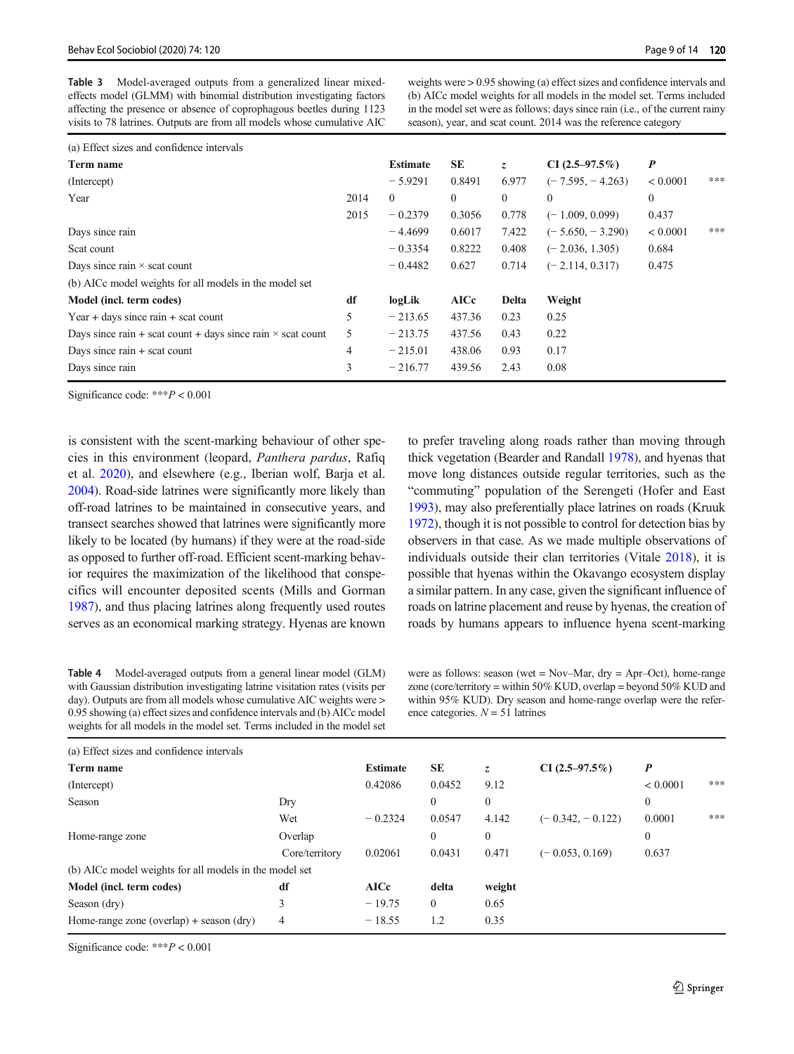**Table 3** Model-averaged outputs from a generalized linear mixed-effects model (GLMM) with binomial distribution investigating factors affecting the presence or absence of coprophagous beetles during 1123 visits to 78 latrines. Outputs are from all models whose cumulative AIC weights were > 0.95 showing (a) effect sizes and confidence intervals and (b) AICc model weights for all models in the model set. Terms included in the model set were as follows: days since rain (i.e., of the current rainy season), year, and scat count. 2014 was the reference category

| (a) Effect sizes and confidence intervals | | | | | | | |
|---|---|---|---|---|---|---|---|
| **Term name** | | **Estimate** | **SE** | ***z*** | **CI (2.5–97.5%)** | ***P*** | |
| (Intercept) | | − 5.9291 | 0.8491 | 6.977 | (− 7.595, − 4.263) | < 0.0001 | *** |
| Year | 2014 | 0 | 0 | 0 | 0 | 0 | |
| | 2015 | − 0.2379 | 0.3056 | 0.778 | (− 1.009, 0.099) | 0.437 | |
| Days since rain | | − 4.4699 | 0.6017 | 7.422 | (− 5.650, − 3.290) | < 0.0001 | *** |
| Scat count | | − 0.3354 | 0.8222 | 0.408 | (− 2.036, 1.305) | 0.684 | |
| Days since rain × scat count | | − 0.4482 | 0.627 | 0.714 | (− 2.114, 0.317) | 0.475 | |
| (b) AICc model weights for all models in the model set | | | | | | | |
| **Model (incl. term codes)** | **df** | **logLik** | **AICc** | **Delta** | **Weight** | | |
| Year + days since rain + scat count | 5 | − 213.65 | 437.36 | 0.23 | 0.25 | | |
| Days since rain + scat count + days since rain × scat count | 5 | − 213.75 | 437.56 | 0.43 | 0.22 | | |
| Days since rain + scat count | 4 | − 215.01 | 438.06 | 0.93 | 0.17 | | |
| Days since rain | 3 | − 216.77 | 439.56 | 2.43 | 0.08 | | |

Significance code: ***$P < 0.001$

is consistent with the scent-marking behaviour of other species in this environment (leopard, *Panthera pardus*, Rafiq et al. 2020), and elsewhere (e.g., Iberian wolf, Barja et al. 2004). Road-side latrines were significantly more likely than off-road latrines to be maintained in consecutive years, and transect searches showed that latrines were significantly more likely to be located (by humans) if they were at the road-side as opposed to further off-road. Efficient scent-marking behavior requires the maximization of the likelihood that conspecifics will encounter deposited scents (Mills and Gorman 1987), and thus placing latrines along frequently used routes serves as an economical marking strategy. Hyenas are known to prefer traveling along roads rather than moving through thick vegetation (Bearder and Randall 1978), and hyenas that move long distances outside regular territories, such as the "commuting" population of the Serengeti (Hofer and East 1993), may also preferentially place latrines on roads (Kruuk 1972), though it is not possible to control for detection bias by observers in that case. As we made multiple observations of individuals outside their clan territories (Vitale 2018), it is possible that hyenas within the Okavango ecosystem display a similar pattern. In any case, given the significant influence of roads on latrine placement and reuse by hyenas, the creation of roads by humans appears to influence hyena scent-marking

**Table 4** Model-averaged outputs from a general linear model (GLM) with Gaussian distribution investigating latrine visitation rates (visits per day). Outputs are from all models whose cumulative AIC weights were > 0.95 showing (a) effect sizes and confidence intervals and (b) AICc model weights for all models in the model set. Terms included in the model set were as follows: season (wet = Nov–Mar, dry = Apr–Oct), home-range zone (core/territory = within 50% KUD, overlap = beyond 50% KUD and within 95% KUD). Dry season and home-range overlap were the reference categories. $N = 51$ latrines

| (a) Effect sizes and confidence intervals | | | | | | | |
|---|---|---|---|---|---|---|---|
| **Term name** | | **Estimate** | **SE** | ***z*** | **CI (2.5–97.5%)** | ***P*** | |
| (Intercept) | | 0.42086 | 0.0452 | 9.12 | | < 0.0001 | *** |
| Season | Dry | | 0 | 0 | | 0 | |
| | Wet | − 0.2324 | 0.0547 | 4.142 | (− 0.342, − 0.122) | 0.0001 | *** |
| Home-range zone | Overlap | | 0 | 0 | | 0 | |
| | Core/territory | 0.02061 | 0.0431 | 0.471 | (− 0.053, 0.169) | 0.637 | |
| (b) AICc model weights for all models in the model set | | | | | | | |
| **Model (incl. term codes)** | **df** | **AICc** | **delta** | **weight** | | | |
| Season (dry) | 3 | − 19.75 | 0 | 0.65 | | | |
| Home-range zone (overlap) + season (dry) | 4 | − 18.55 | 1.2 | 0.35 | | | |

Significance code: ***$P < 0.001$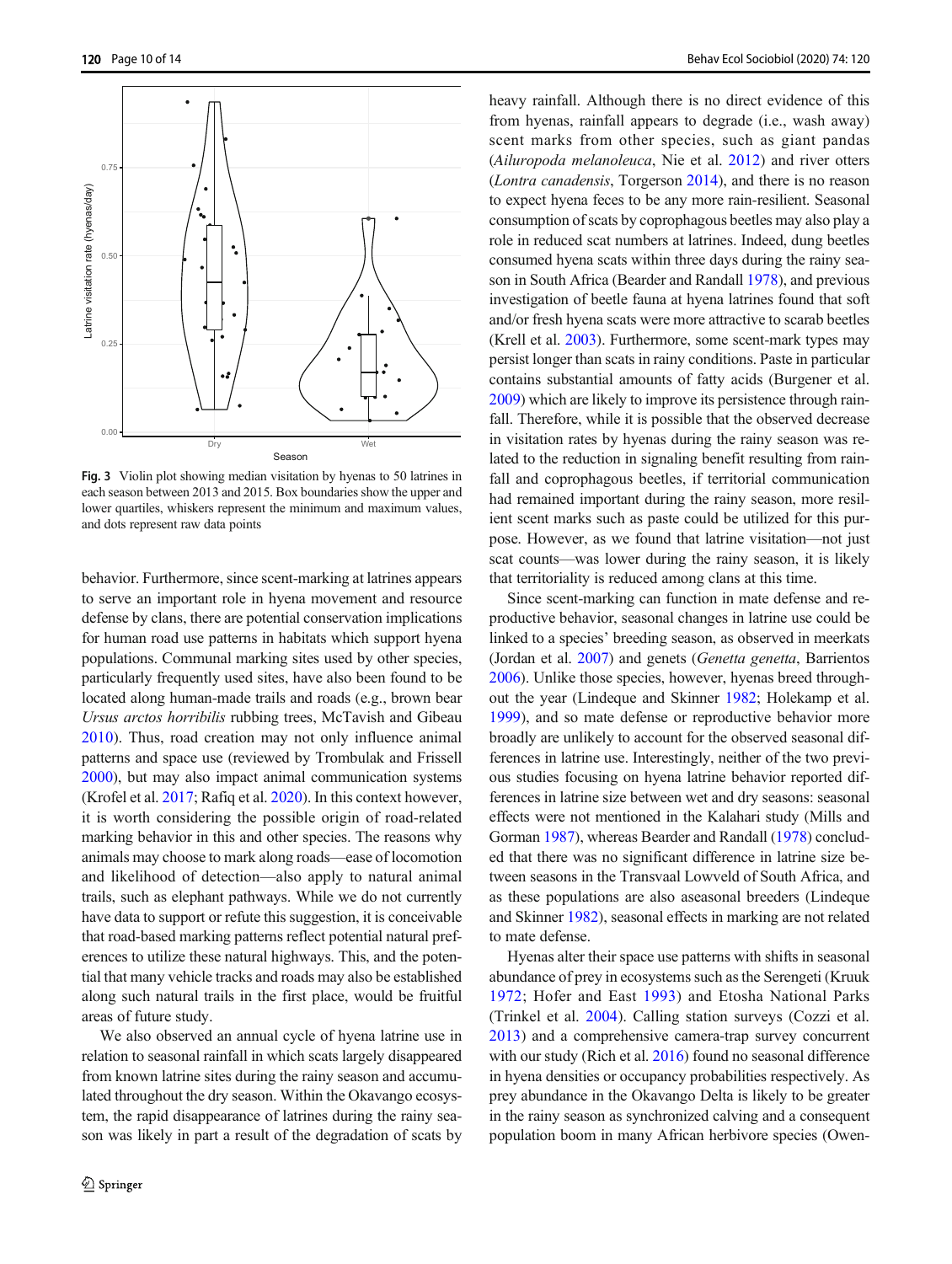Fig. 3 Violin plot showing median visitation by hyenas to 50 latrines in each season between 2013 and 2015. Box boundaries show the upper and lower quartiles, whiskers represent the minimum and maximum values, and dots represent raw data points

behavior. Furthermore, since scent-marking at latrines appears to serve an important role in hyena movement and resource defense by clans, there are potential conservation implications for human road use patterns in habitats which support hyena populations. Communal marking sites used by other species, particularly frequently used sites, have also been found to be located along human-made trails and roads (e.g., brown bear *Ursus arctos horribilis* rubbing trees, McTavish and Gibeau 2010). Thus, road creation may not only influence animal patterns and space use (reviewed by Trombulak and Frissell 2000), but may also impact animal communication systems (Krofel et al. 2017; Rafiq et al. 2020). In this context however, it is worth considering the possible origin of road-related marking behavior in this and other species. The reasons why animals may choose to mark along roads—ease of locomotion and likelihood of detection—also apply to natural animal trails, such as elephant pathways. While we do not currently have data to support or refute this suggestion, it is conceivable that road-based marking patterns reflect potential natural preferences to utilize these natural highways. This, and the potential that many vehicle tracks and roads may also be established along such natural trails in the first place, would be fruitful areas of future study.

We also observed an annual cycle of hyena latrine use in relation to seasonal rainfall in which scats largely disappeared from known latrine sites during the rainy season and accumulated throughout the dry season. Within the Okavango ecosystem, the rapid disappearance of latrines during the rainy season was likely in part a result of the degradation of scats by heavy rainfall. Although there is no direct evidence of this from hyenas, rainfall appears to degrade (i.e., wash away) scent marks from other species, such as giant pandas (*Ailuropoda melanoleuca*, Nie et al. 2012) and river otters (*Lontra canadensis*, Torgerson 2014), and there is no reason to expect hyena feces to be any more rain-resilient. Seasonal consumption of scats by coprophagous beetles may also play a role in reduced scat numbers at latrines. Indeed, dung beetles consumed hyena scats within three days during the rainy season in South Africa (Bearder and Randall 1978), and previous investigation of beetle fauna at hyena latrines found that soft and/or fresh hyena scats were more attractive to scarab beetles (Krell et al. 2003). Furthermore, some scent-mark types may persist longer than scats in rainy conditions. Paste in particular contains substantial amounts of fatty acids (Burgener et al. 2009) which are likely to improve its persistence through rainfall. Therefore, while it is possible that the observed decrease in visitation rates by hyenas during the rainy season was related to the reduction in signaling benefit resulting from rainfall and coprophagous beetles, if territorial communication had remained important during the rainy season, more resilient scent marks such as paste could be utilized for this purpose. However, as we found that latrine visitation—not just scat counts—was lower during the rainy season, it is likely that territoriality is reduced among clans at this time.

Since scent-marking can function in mate defense and reproductive behavior, seasonal changes in latrine use could be linked to a species' breeding season, as observed in meerkats (Jordan et al. 2007) and genets (*Genetta genetta*, Barrientos 2006). Unlike those species, however, hyenas breed throughout the year (Lindeque and Skinner 1982; Holekamp et al. 1999), and so mate defense or reproductive behavior more broadly are unlikely to account for the observed seasonal differences in latrine use. Interestingly, neither of the two previous studies focusing on hyena latrine behavior reported differences in latrine size between wet and dry seasons: seasonal effects were not mentioned in the Kalahari study (Mills and Gorman 1987), whereas Bearder and Randall (1978) concluded that there was no significant difference in latrine size between seasons in the Transvaal Lowveld of South Africa, and as these populations are also aseasonal breeders (Lindeque and Skinner 1982), seasonal effects in marking are not related to mate defense.

Hyenas alter their space use patterns with shifts in seasonal abundance of prey in ecosystems such as the Serengeti (Kruuk 1972; Hofer and East 1993) and Etosha National Parks (Trinkel et al. 2004). Calling station surveys (Cozzi et al. 2013) and a comprehensive camera-trap survey concurrent with our study (Rich et al. 2016) found no seasonal difference in hyena densities or occupancy probabilities respectively. As prey abundance in the Okavango Delta is likely to be greater in the rainy season as synchronized calving and a consequent population boom in many African herbivore species (Owen-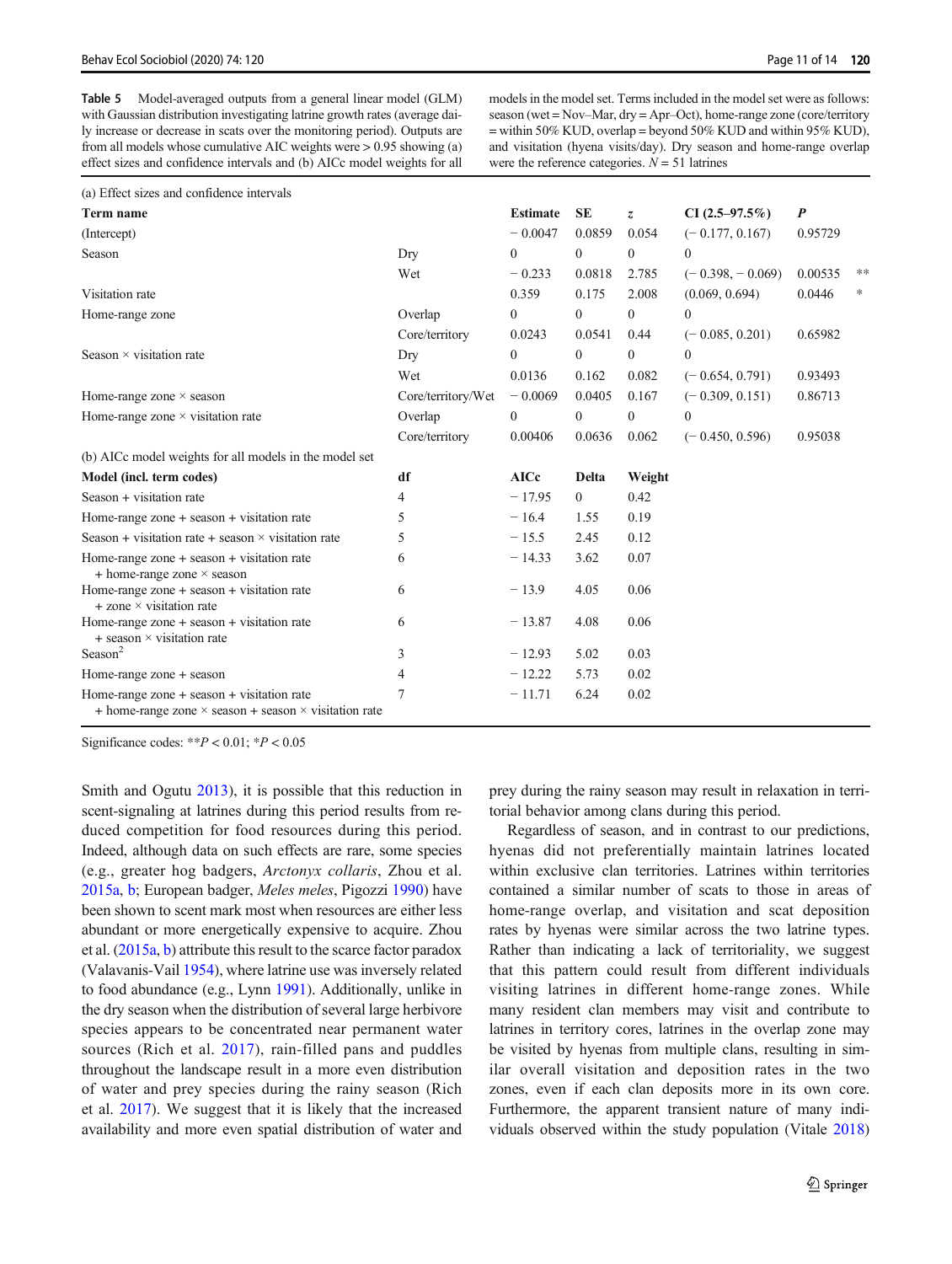**Table 5** Model-averaged outputs from a general linear model (GLM) with Gaussian distribution investigating latrine growth rates (average daily increase or decrease in scats over the monitoring period). Outputs are from all models whose cumulative AIC weights were > 0.95 showing (a) effect sizes and confidence intervals and (b) AICc model weights for all models in the model set. Terms included in the model set were as follows: season (wet = Nov–Mar, dry = Apr–Oct), home-range zone (core/territory = within 50% KUD, overlap = beyond 50% KUD and within 95% KUD), and visitation (hyena visits/day). Dry season and home-range overlap were the reference categories. $N = 51$ latrines

(a) Effect sizes and confidence intervals

| Term name | | Estimate | SE | z | CI (2.5–97.5%) | P | |
|---|---|---|---|---|---|---|---|
| (Intercept) | | − 0.0047 | 0.0859 | 0.054 | (− 0.177, 0.167) | 0.95729 | |
| Season | Dry | 0 | 0 | 0 | 0 | | |
| | Wet | − 0.233 | 0.0818 | 2.785 | (− 0.398, − 0.069) | 0.00535 | ** |
| Visitation rate | | 0.359 | 0.175 | 2.008 | (0.069, 0.694) | 0.0446 | * |
| Home-range zone | Overlap | 0 | 0 | 0 | 0 | | |
| | Core/territory | 0.0243 | 0.0541 | 0.44 | (− 0.085, 0.201) | 0.65982 | |
| Season × visitation rate | Dry | 0 | 0 | 0 | 0 | | |
| | Wet | 0.0136 | 0.162 | 0.082 | (− 0.654, 0.791) | 0.93493 | |
| Home-range zone × season | Core/territory/Wet | − 0.0069 | 0.0405 | 0.167 | (− 0.309, 0.151) | 0.86713 | |
| Home-range zone × visitation rate | Overlap | 0 | 0 | 0 | 0 | | |
| | Core/territory | 0.00406 | 0.0636 | 0.062 | (− 0.450, 0.596) | 0.95038 | |

(b) AICc model weights for all models in the model set

| Model (incl. term codes) | df | AICc | Delta | Weight |
|---|---|---|---|---|
| Season + visitation rate | 4 | − 17.95 | 0 | 0.42 |
| Home-range zone + season + visitation rate | 5 | − 16.4 | 1.55 | 0.19 |
| Season + visitation rate + season × visitation rate | 5 | − 15.5 | 2.45 | 0.12 |
| Home-range zone + season + visitation rate + home-range zone × season | 6 | − 14.33 | 3.62 | 0.07 |
| Home-range zone + season + visitation rate + zone × visitation rate | 6 | − 13.9 | 4.05 | 0.06 |
| Home-range zone + season + visitation rate + season × visitation rate | 6 | − 13.87 | 4.08 | 0.06 |
| Season[2] | 3 | − 12.93 | 5.02 | 0.03 |
| Home-range zone + season | 4 | − 12.22 | 5.73 | 0.02 |
| Home-range zone + season + visitation rate + home-range zone × season + season × visitation rate | 7 | − 11.71 | 6.24 | 0.02 |

Significance codes: ***P* < 0.01; **P* < 0.05

Smith and Ogutu 2013), it is possible that this reduction in scent-signaling at latrines during this period results from reduced competition for food resources during this period. Indeed, although data on such effects are rare, some species (e.g., greater hog badgers, *Arctonyx collaris*, Zhou et al. 2015a, b; European badger, *Meles meles*, Pigozzi 1990) have been shown to scent mark most when resources are either less abundant or more energetically expensive to acquire. Zhou et al. (2015a, b) attribute this result to the scarce factor paradox (Valanavis-Vail 1954), where latrine use was inversely related to food abundance (e.g., Lynn 1991). Additionally, unlike in the dry season when the distribution of several large herbivore species appears to be concentrated near permanent water sources (Rich et al. 2017), rain-filled pans and puddles throughout the landscape result in a more even distribution of water and prey species during the rainy season (Rich et al. 2017). We suggest that it is likely that the increased availability and more even spatial distribution of water and prey during the rainy season may result in relaxation in territorial behavior among clans during this period.

Regardless of season, and in contrast to our predictions, hyenas did not preferentially maintain latrines located within exclusive clan territories. Latrines within territories contained a similar number of scats to those in areas of home-range overlap, and visitation and scat deposition rates by hyenas were similar across the two latrine types. Rather than indicating a lack of territoriality, we suggest that this pattern could result from different individuals visiting latrines in different home-range zones. While many resident clan members may visit and contribute to latrines in territory cores, latrines in the overlap zone may be visited by hyenas from multiple clans, resulting in similar overall visitation and deposition rates in the two zones, even if each clan deposits more in its own core. Furthermore, the apparent transient nature of many individuals observed within the study population (Vitale 2018)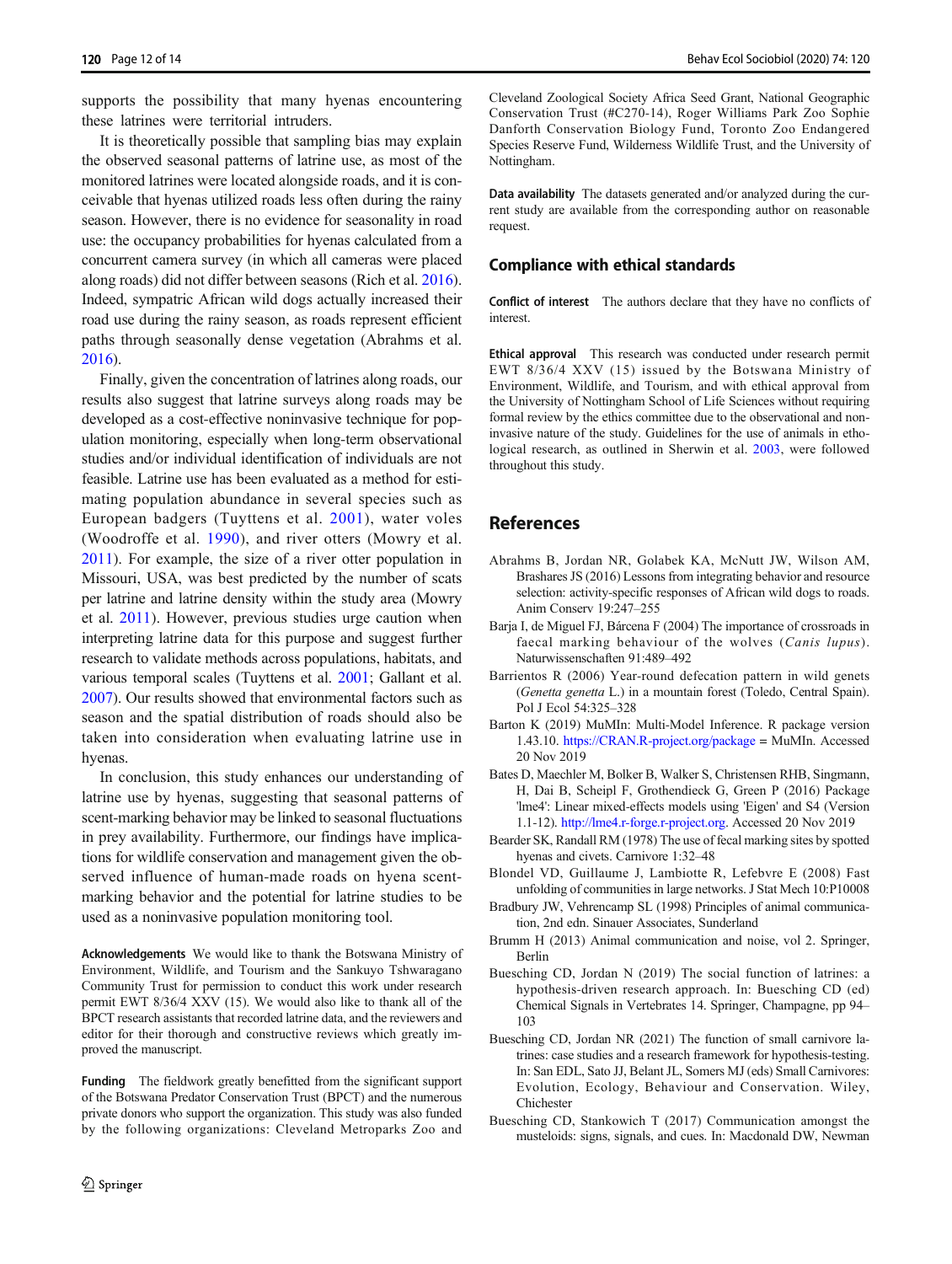supports the possibility that many hyenas encountering these latrines were territorial intruders.

It is theoretically possible that sampling bias may explain the observed seasonal patterns of latrine use, as most of the monitored latrines were located alongside roads, and it is conceivable that hyenas utilized roads less often during the rainy season. However, there is no evidence for seasonality in road use: the occupancy probabilities for hyenas calculated from a concurrent camera survey (in which all cameras were placed along roads) did not differ between seasons (Rich et al. 2016). Indeed, sympatric African wild dogs actually increased their road use during the rainy season, as roads represent efficient paths through seasonally dense vegetation (Abrahms et al. 2016).

Finally, given the concentration of latrines along roads, our results also suggest that latrine surveys along roads may be developed as a cost-effective noninvasive technique for population monitoring, especially when long-term observational studies and/or individual identification of individuals are not feasible. Latrine use has been evaluated as a method for estimating population abundance in several species such as European badgers (Tuyttens et al. 2001), water voles (Woodroffe et al. 1990), and river otters (Mowry et al. 2011). For example, the size of a river otter population in Missouri, USA, was best predicted by the number of scats per latrine and latrine density within the study area (Mowry et al. 2011). However, previous studies urge caution when interpreting latrine data for this purpose and suggest further research to validate methods across populations, habitats, and various temporal scales (Tuyttens et al. 2001; Gallant et al. 2007). Our results showed that environmental factors such as season and the spatial distribution of roads should also be taken into consideration when evaluating latrine use in hyenas.

In conclusion, this study enhances our understanding of latrine use by hyenas, suggesting that seasonal patterns of scent-marking behavior may be linked to seasonal fluctuations in prey availability. Furthermore, our findings have implications for wildlife conservation and management given the observed influence of human-made roads on hyena scent-marking behavior and the potential for latrine studies to be used as a noninvasive population monitoring tool.

**Acknowledgements** We would like to thank the Botswana Ministry of Environment, Wildlife, and Tourism and the Sankuyo Tshwaragano Community Trust for permission to conduct this work under research permit EWT 8/36/4 XXV (15). We would also like to thank all of the BPCT research assistants that recorded latrine data, and the reviewers and editor for their thorough and constructive reviews which greatly improved the manuscript.

**Funding** The fieldwork greatly benefitted from the significant support of the Botswana Predator Conservation Trust (BPCT) and the numerous private donors who support the organization. This study was also funded by the following organizations: Cleveland Metroparks Zoo and Cleveland Zoological Society Africa Seed Grant, National Geographic Conservation Trust (#C270-14), Roger Williams Park Zoo Sophie Danforth Conservation Biology Fund, Toronto Zoo Endangered Species Reserve Fund, Wilderness Wildlife Trust, and the University of Nottingham.

**Data availability** The datasets generated and/or analyzed during the current study are available from the corresponding author on reasonable request.

## Compliance with ethical standards

**Conflict of interest** The authors declare that they have no conflicts of interest.

**Ethical approval** This research was conducted under research permit EWT 8/36/4 XXV (15) issued by the Botswana Ministry of Environment, Wildlife, and Tourism, and with ethical approval from the University of Nottingham School of Life Sciences without requiring formal review by the ethics committee due to the observational and non-invasive nature of the study. Guidelines for the use of animals in ethological research, as outlined in Sherwin et al. 2003, were followed throughout this study.

## References

Abrahms B, Jordan NR, Golabek KA, McNutt JW, Wilson AM, Brashares JS (2016) Lessons from integrating behavior and resource selection: activity-specific responses of African wild dogs to roads. Anim Conserv 19:247–255

Barja I, de Miguel FJ, Bárcena F (2004) The importance of crossroads in faecal marking behaviour of the wolves (*Canis lupus*). Naturwissenschaften 91:489–492

Barrientos R (2006) Year-round defecation pattern in wild genets (*Genetta genetta* L.) in a mountain forest (Toledo, Central Spain). Pol J Ecol 54:325–328

Barton K (2019) MuMIn: Multi-Model Inference. R package version 1.43.10. https://CRAN.R-project.org/package = MuMIn. Accessed 20 Nov 2019

Bates D, Maechler M, Bolker B, Walker S, Christensen RHB, Singmann, H, Dai B, Scheipl F, Grothendieck G, Green P (2016) Package 'lme4': Linear mixed-effects models using 'Eigen' and S4 (Version 1.1-12). http://lme4.r-forge.r-project.org. Accessed 20 Nov 2019

Bearder SK, Randall RM (1978) The use of fecal marking sites by spotted hyenas and civets. Carnivore 1:32–48

Blondel VD, Guillaume J, Lambiotte R, Lefebvre E (2008) Fast unfolding of communities in large networks. J Stat Mech 10:P10008

Bradbury JW, Vehrencamp SL (1998) Principles of animal communication, 2nd edn. Sinauer Associates, Sunderland

Brumm H (2013) Animal communication and noise, vol 2. Springer, Berlin

Buesching CD, Jordan N (2019) The social function of latrines: a hypothesis-driven research approach. In: Buesching CD (ed) Chemical Signals in Vertebrates 14. Springer, Champagne, pp 94–103

Buesching CD, Jordan NR (2021) The function of small carnivore latrines: case studies and a research framework for hypothesis-testing. In: San EDL, Sato JJ, Belant JL, Somers MJ (eds) Small Carnivores: Evolution, Ecology, Behaviour and Conservation. Wiley, Chichester

Buesching CD, Stankowich T (2017) Communication amongst the musteloids: signs, signals, and cues. In: Macdonald DW, Newman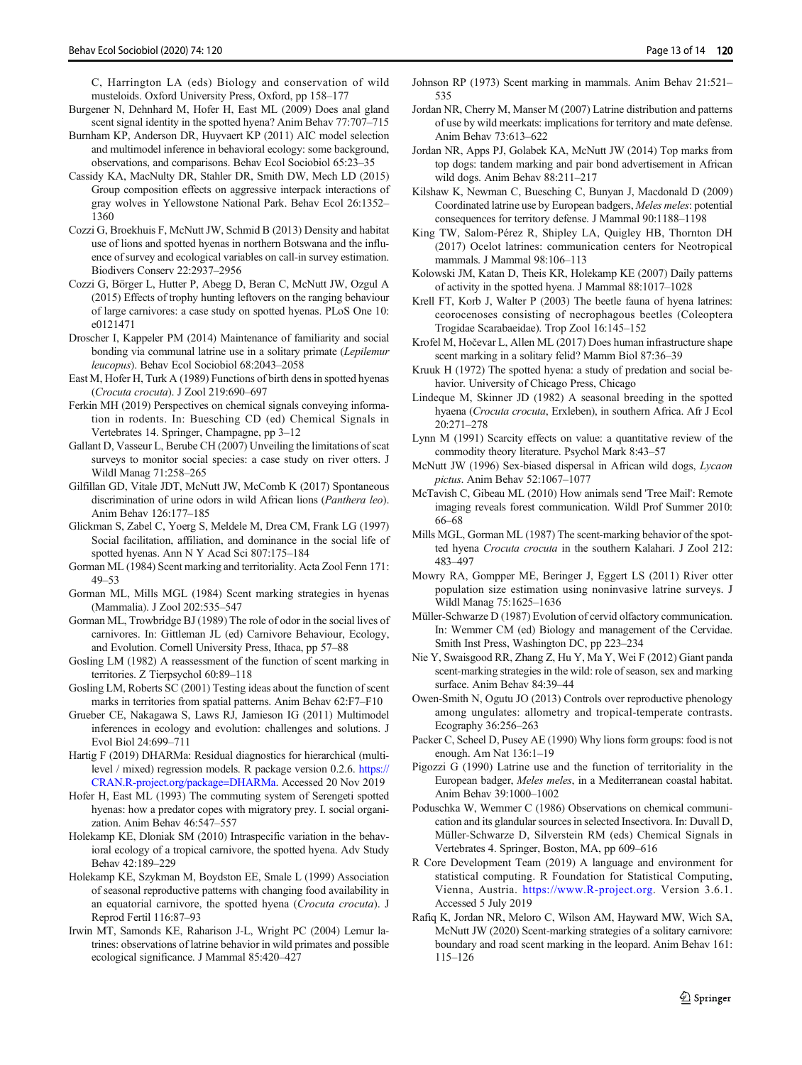C, Harrington LA (eds) Biology and conservation of wild musteloids. Oxford University Press, Oxford, pp 158–177

Burgener N, Dehnhard M, Hofer H, East ML (2009) Does anal gland scent signal identity in the spotted hyena? Anim Behav 77:707–715

Burnham KP, Anderson DR, Huyvaert KP (2011) AIC model selection and multimodel inference in behavioral ecology: some background, observations, and comparisons. Behav Ecol Sociobiol 65:23–35

Cassidy KA, MacNulty DR, Stahler DR, Smith DW, Mech LD (2015) Group composition effects on aggressive interpack interactions of gray wolves in Yellowstone National Park. Behav Ecol 26:1352–1360

Cozzi G, Broekhuis F, McNutt JW, Schmid B (2013) Density and habitat use of lions and spotted hyenas in northern Botswana and the influence of survey and ecological variables on call-in survey estimation. Biodivers Conserv 22:2937–2956

Cozzi G, Börger L, Hutter P, Abegg D, Beran C, McNutt JW, Ozgul A (2015) Effects of trophy hunting leftovers on the ranging behaviour of large carnivores: a case study on spotted hyenas. PLoS One 10: e0121471

Droscher I, Kappeler PM (2014) Maintenance of familiarity and social bonding via communal latrine use in a solitary primate (*Lepilemur leucopus*). Behav Ecol Sociobiol 68:2043–2058

East M, Hofer H, Turk A (1989) Functions of birth dens in spotted hyenas (*Crocuta crocuta*). J Zool 219:690–697

Ferkin MH (2019) Perspectives on chemical signals conveying information in rodents. In: Buesching CD (ed) Chemical Signals in Vertebrates 14. Springer, Champagne, pp 3–12

Gallant D, Vasseur L, Berube CH (2007) Unveiling the limitations of scat surveys to monitor social species: a case study on river otters. J Wildl Manag 71:258–265

Gilfillan GD, Vitale JDT, McNutt JW, McComb K (2017) Spontaneous discrimination of urine odors in wild African lions (*Panthera leo*). Anim Behav 126:177–185

Glickman S, Zabel C, Yoerg S, Meldele M, Drea CM, Frank LG (1997) Social facilitation, affiliation, and dominance in the social life of spotted hyenas. Ann N Y Acad Sci 807:175–184

Gorman ML (1984) Scent marking and territoriality. Acta Zool Fenn 171: 49–53

Gorman ML, Mills MGL (1984) Scent marking strategies in hyenas (Mammalia). J Zool 202:535–547

Gorman ML, Trowbridge BJ (1989) The role of odor in the social lives of carnivores. In: Gittleman JL (ed) Carnivore Behaviour, Ecology, and Evolution. Cornell University Press, Ithaca, pp 57–88

Gosling LM (1982) A reassessment of the function of scent marking in territories. Z Tierpsychol 60:89–118

Gosling LM, Roberts SC (2001) Testing ideas about the function of scent marks in territories from spatial patterns. Anim Behav 62:F7–F10

Grueber CE, Nakagawa S, Laws RJ, Jamieson IG (2011) Multimodel inferences in ecology and evolution: challenges and solutions. J Evol Biol 24:699–711

Hartig F (2019) DHARMa: Residual diagnostics for hierarchical (multi-level / mixed) regression models. R package version 0.2.6. https://CRAN.R-project.org/package=DHARMa. Accessed 20 Nov 2019

Hofer H, East ML (1993) The commuting system of Serengeti spotted hyenas: how a predator copes with migratory prey. I. social organization. Anim Behav 46:547–557

Holekamp KE, Dloniak SM (2010) Intraspecific variation in the behavioral ecology of a tropical carnivore, the spotted hyena. Adv Study Behav 42:189–229

Holekamp KE, Szykman M, Boydston EE, Smale L (1999) Association of seasonal reproductive patterns with changing food availability in an equatorial carnivore, the spotted hyena (*Crocuta crocuta*). J Reprod Fertil 116:87–93

Irwin MT, Samonds KE, Raharison J-L, Wright PC (2004) Lemur latrines: observations of latrine behavior in wild primates and possible ecological significance. J Mammal 85:420–427

Johnson RP (1973) Scent marking in mammals. Anim Behav 21:521–535

Jordan NR, Cherry M, Manser M (2007) Latrine distribution and patterns of use by wild meerkats: implications for territory and mate defense. Anim Behav 73:613–622

Jordan NR, Apps PJ, Golabek KA, McNutt JW (2014) Top marks from top dogs: tandem marking and pair bond advertisement in African wild dogs. Anim Behav 88:211–217

Kilshaw K, Newman C, Buesching C, Bunyan J, Macdonald D (2009) Coordinated latrine use by European badgers, *Meles meles*: potential consequences for territory defense. J Mammal 90:1188–1198

King TW, Salom-Pérez R, Shipley LA, Quigley HB, Thornton DH (2017) Ocelot latrines: communication centers for Neotropical mammals. J Mammal 98:106–113

Kolowski JM, Katan D, Theis KR, Holekamp KE (2007) Daily patterns of activity in the spotted hyena. J Mammal 88:1017–1028

Krell FT, Korb J, Walter P (2003) The beetle fauna of hyena latrines: ceorocenoses consisting of necrophagous beetles (Coleoptera Trogidae Scarabaeidae). Trop Zool 16:145–152

Krofel M, Hočevar L, Allen ML (2017) Does human infrastructure shape scent marking in a solitary felid? Mamm Biol 87:36–39

Kruuk H (1972) The spotted hyena: a study of predation and social behavior. University of Chicago Press, Chicago

Lindeque M, Skinner JD (1982) A seasonal breeding in the spotted hyaena (*Crocuta crocuta*, Erxleben), in southern Africa. Afr J Ecol 20:271–278

Lynn M (1991) Scarcity effects on value: a quantitative review of the commodity theory literature. Psychol Mark 8:43–57

McNutt JW (1996) Sex-biased dispersal in African wild dogs, *Lycaon pictus*. Anim Behav 52:1067–1077

McTavish C, Gibeau ML (2010) How animals send 'Tree Mail': Remote imaging reveals forest communication. Wildl Prof Summer 2010: 66–68

Mills MGL, Gorman ML (1987) The scent-marking behavior of the spotted hyena *Crocuta crocuta* in the southern Kalahari. J Zool 212: 483–497

Mowry RA, Gompper ME, Beringer J, Eggert LS (2011) River otter population size estimation using noninvasive latrine surveys. J Wildl Manag 75:1625–1636

Müller-Schwarze D (1987) Evolution of cervid olfactory communication. In: Wemmer CM (ed) Biology and management of the Cervidae. Smith Inst Press, Washington DC, pp 223–234

Nie Y, Swaisgood RR, Zhang Z, Hu Y, Ma Y, Wei F (2012) Giant panda scent-marking strategies in the wild: role of season, sex and marking surface. Anim Behav 84:39–44

Owen-Smith N, Ogutu JO (2013) Controls over reproductive phenology among ungulates: allometry and tropical-temperate contrasts. Ecography 36:256–263

Packer C, Scheel D, Pusey AE (1990) Why lions form groups: food is not enough. Am Nat 136:1–19

Pigozzi G (1990) Latrine use and the function of territoriality in the European badger, *Meles meles*, in a Mediterranean coastal habitat. Anim Behav 39:1000–1002

Poduschka W, Wemmer C (1986) Observations on chemical communication and its glandular sources in selected Insectivora. In: Duvall D, Müller-Schwarze D, Silverstein RM (eds) Chemical Signals in Vertebrates 4. Springer, Boston, MA, pp 609–616

R Core Development Team (2019) A language and environment for statistical computing. R Foundation for Statistical Computing, Vienna, Austria. https://www.R-project.org. Version 3.6.1. Accessed 5 July 2019

Rafiq K, Jordan NR, Meloro C, Wilson AM, Hayward MW, Wich SA, McNutt JW (2020) Scent-marking strategies of a solitary carnivore: boundary and road scent marking in the leopard. Anim Behav 161: 115–126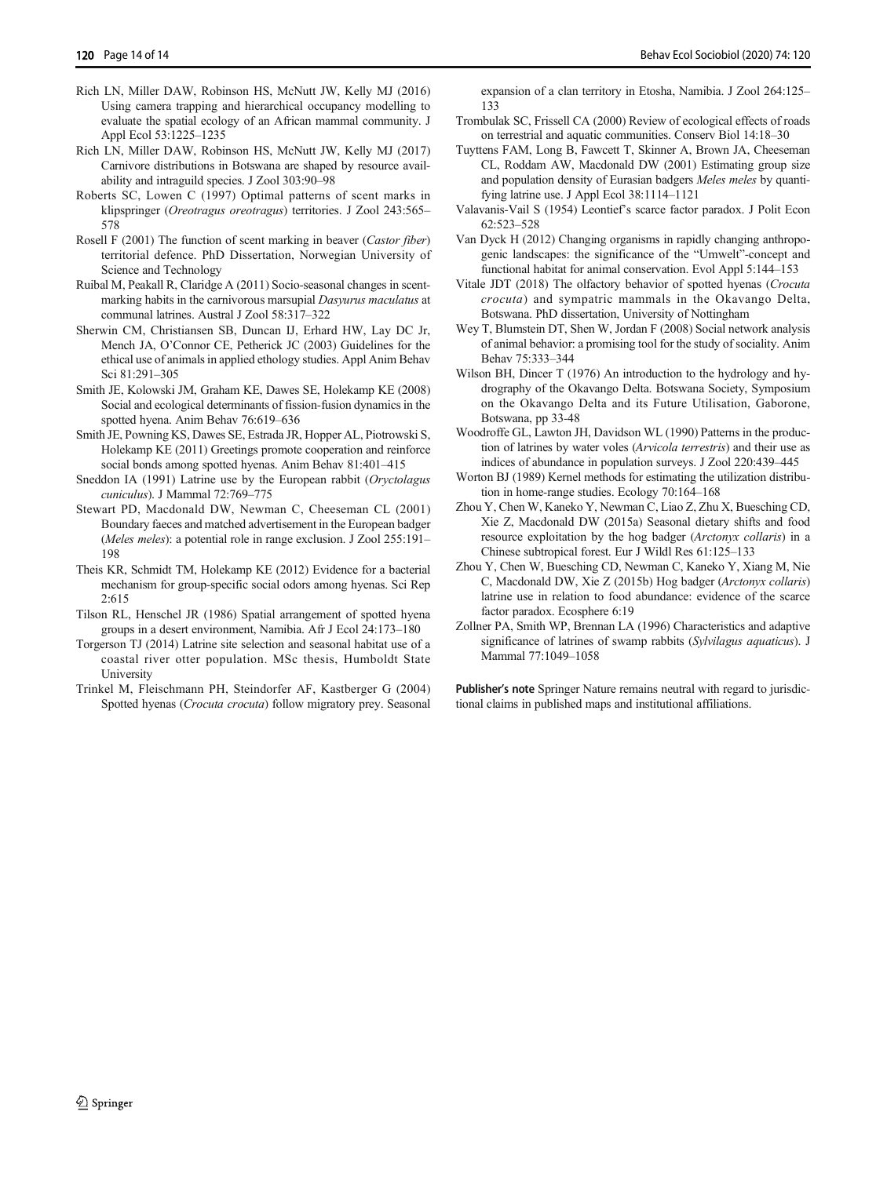Rich LN, Miller DAW, Robinson HS, McNutt JW, Kelly MJ (2016) Using camera trapping and hierarchical occupancy modelling to evaluate the spatial ecology of an African mammal community. J Appl Ecol 53:1225–1235

Rich LN, Miller DAW, Robinson HS, McNutt JW, Kelly MJ (2017) Carnivore distributions in Botswana are shaped by resource availability and intraguild species. J Zool 303:90–98

Roberts SC, Lowen C (1997) Optimal patterns of scent marks in klipspringer (*Oreotragus oreotragus*) territories. J Zool 243:565–578

Rosell F (2001) The function of scent marking in beaver (*Castor fiber*) territorial defence. PhD Dissertation, Norwegian University of Science and Technology

Ruibal M, Peakall R, Claridge A (2011) Socio-seasonal changes in scent-marking habits in the carnivorous marsupial *Dasyurus maculatus* at communal latrines. Austral J Zool 58:317–322

Sherwin CM, Christiansen SB, Duncan IJ, Erhard HW, Lay DC Jr, Mench JA, O'Connor CE, Petherick JC (2003) Guidelines for the ethical use of animals in applied ethology studies. Appl Anim Behav Sci 81:291–305

Smith JE, Kolowski JM, Graham KE, Dawes SE, Holekamp KE (2008) Social and ecological determinants of fission-fusion dynamics in the spotted hyena. Anim Behav 76:619–636

Smith JE, Powning KS, Dawes SE, Estrada JR, Hopper AL, Piotrowski S, Holekamp KE (2011) Greetings promote cooperation and reinforce social bonds among spotted hyenas. Anim Behav 81:401–415

Sneddon IA (1991) Latrine use by the European rabbit (*Oryctolagus cuniculus*). J Mammal 72:769–775

Stewart PD, Macdonald DW, Newman C, Cheeseman CL (2001) Boundary faeces and matched advertisement in the European badger (*Meles meles*): a potential role in range exclusion. J Zool 255:191–198

Theis KR, Schmidt TM, Holekamp KE (2012) Evidence for a bacterial mechanism for group-specific social odors among hyenas. Sci Rep 2:615

Tilson RL, Henschel JR (1986) Spatial arrangement of spotted hyena groups in a desert environment, Namibia. Afr J Ecol 24:173–180

Torgerson TJ (2014) Latrine site selection and seasonal habitat use of a coastal river otter population. MSc thesis, Humboldt State University

Trinkel M, Fleischmann PH, Steindorfer AF, Kastberger G (2004) Spotted hyenas (*Crocuta crocuta*) follow migratory prey. Seasonal expansion of a clan territory in Etosha, Namibia. J Zool 264:125–133

Trombulak SC, Frissell CA (2000) Review of ecological effects of roads on terrestrial and aquatic communities. Conserv Biol 14:18–30

Tuyttens FAM, Long B, Fawcett T, Skinner A, Brown JA, Cheeseman CL, Roddam AW, Macdonald DW (2001) Estimating group size and population density of Eurasian badgers *Meles meles* by quantifying latrine use. J Appl Ecol 38:1114–1121

Valavanis-Vail S (1954) Leontief's scarce factor paradox. J Polit Econ 62:523–528

Van Dyck H (2012) Changing organisms in rapidly changing anthropogenic landscapes: the significance of the "Umwelt"-concept and functional habitat for animal conservation. Evol Appl 5:144–153

Vitale JDT (2018) The olfactory behavior of spotted hyenas (*Crocuta crocuta*) and sympatric mammals in the Okavango Delta, Botswana. PhD dissertation, University of Nottingham

Wey T, Blumstein DT, Shen W, Jordan F (2008) Social network analysis of animal behavior: a promising tool for the study of sociality. Anim Behav 75:333–344

Wilson BH, Dincer T (1976) An introduction to the hydrology and hydrography of the Okavango Delta. Botswana Society, Symposium on the Okavango Delta and its Future Utilisation, Gaborone, Botswana, pp 33-48

Woodroffe GL, Lawton JH, Davidson WL (1990) Patterns in the production of latrines by water voles (*Arvicola terrestris*) and their use as indices of abundance in population surveys. J Zool 220:439–445

Worton BJ (1989) Kernel methods for estimating the utilization distribution in home-range studies. Ecology 70:164–168

Zhou Y, Chen W, Kaneko Y, Newman C, Liao Z, Zhu X, Buesching CD, Xie Z, Macdonald DW (2015a) Seasonal dietary shifts and food resource exploitation by the hog badger (*Arctonyx collaris*) in a Chinese subtropical forest. Eur J Wildl Res 61:125–133

Zhou Y, Chen W, Buesching CD, Newman C, Kaneko Y, Xiang M, Nie C, Macdonald DW, Xie Z (2015b) Hog badger (*Arctonyx collaris*) latrine use in relation to food abundance: evidence of the scarce factor paradox. Ecosphere 6:19

Zollner PA, Smith WP, Brennan LA (1996) Characteristics and adaptive significance of latrines of swamp rabbits (*Sylvilagus aquaticus*). J Mammal 77:1049–1058

**Publisher's note** Springer Nature remains neutral with regard to jurisdictional claims in published maps and institutional affiliations.